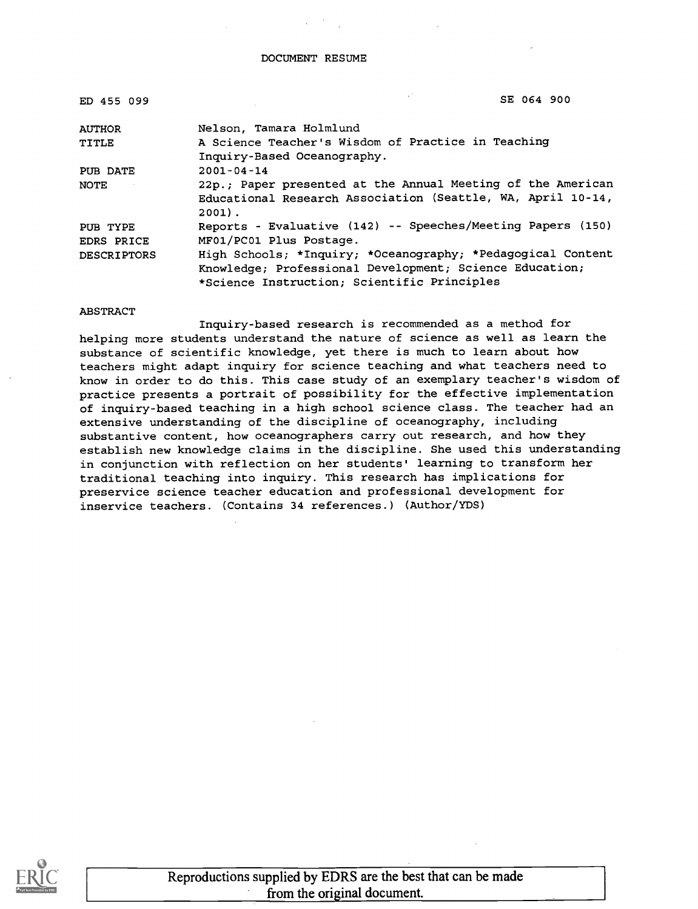DOCUMENT RESUME

| | |
|---|---|
| ED 455 099 | SE 064 900 |
| AUTHOR | Nelson, Tamara Holmlund |
| TITLE | A Science Teacher's Wisdom of Practice in Teaching Inquiry-Based Oceanography. |
| PUB DATE | 2001-04-14 |
| NOTE | 22p.; Paper presented at the Annual Meeting of the American Educational Research Association (Seattle, WA, April 10-14, 2001). |
| PUB TYPE | Reports - Evaluative (142) -- Speeches/Meeting Papers (150) |
| EDRS PRICE | MF01/PC01 Plus Postage. |
| DESCRIPTORS | High Schools; *Inquiry; *Oceanography; *Pedagogical Content Knowledge; Professional Development; Science Education; *Science Instruction; Scientific Principles |

ABSTRACT

Inquiry-based research is recommended as a method for helping more students understand the nature of science as well as learn the substance of scientific knowledge, yet there is much to learn about how teachers might adapt inquiry for science teaching and what teachers need to know in order to do this. This case study of an exemplary teacher's wisdom of practice presents a portrait of possibility for the effective implementation of inquiry-based teaching in a high school science class. The teacher had an extensive understanding of the discipline of oceanography, including substantive content, how oceanographers carry out research, and how they establish new knowledge claims in the discipline. She used this understanding in conjunction with reflection on her students' learning to transform her traditional teaching into inquiry. This research has implications for preservice science teacher education and professional development for inservice teachers. (Contains 34 references.) (Author/YDS)

Reproductions supplied by EDRS are the best that can be made from the original document.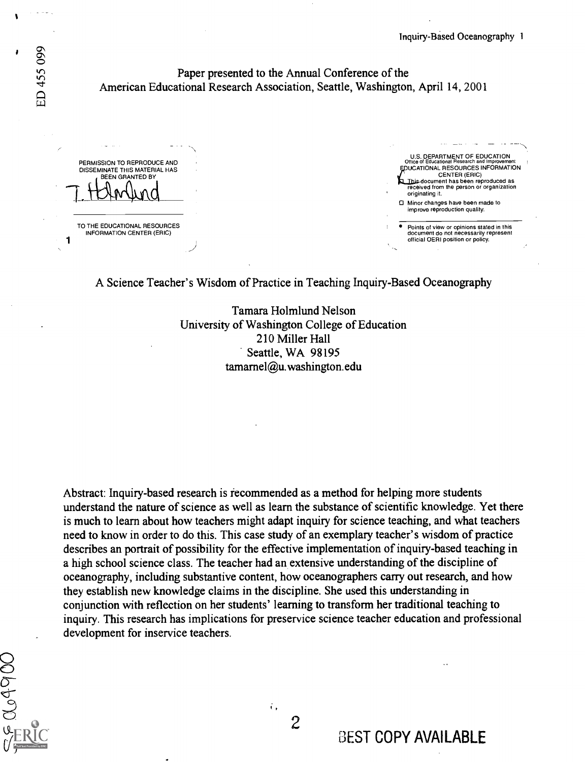Paper presented to the Annual Conference of the American Educational Research Association, Seattle, Washington, April 14, 2001

PERMISSION TO REPRODUCE AND DISSEMINATE THIS MATERIAL HAS BEEN GRANTED BY

T. Holmlund

TO THE EDUCATIONAL RESOURCES INFORMATION CENTER (ERIC)

U.S. DEPARTMENT OF EDUCATION
Office of Educational Research and Improvement
EDUCATIONAL RESOURCES INFORMATION CENTER (ERIC)

- This document has been reproduced as received from the person or organization originating it.
- Minor changes have been made to improve reproduction quality.
- Points of view or opinions stated in this document do not necessarily represent official OERI position or policy.

# A Science Teacher's Wisdom of Practice in Teaching Inquiry-Based Oceanography

Tamara Holmlund Nelson
University of Washington College of Education
210 Miller Hall
Seattle, WA 98195
tamarnel@u.washington.edu

Abstract: Inquiry-based research is recommended as a method for helping more students understand the nature of science as well as learn the substance of scientific knowledge. Yet there is much to learn about how teachers might adapt inquiry for science teaching, and what teachers need to know in order to do this. This case study of an exemplary teacher's wisdom of practice describes an portrait of possibility for the effective implementation of inquiry-based teaching in a high school science class. The teacher had an extensive understanding of the discipline of oceanography, including substantive content, how oceanographers carry out research, and how they establish new knowledge claims in the discipline. She used this understanding in conjunction with reflection on her students' learning to transform her traditional teaching to inquiry. This research has implications for preservice science teacher education and professional development for inservice teachers.

BEST COPY AVAILABLE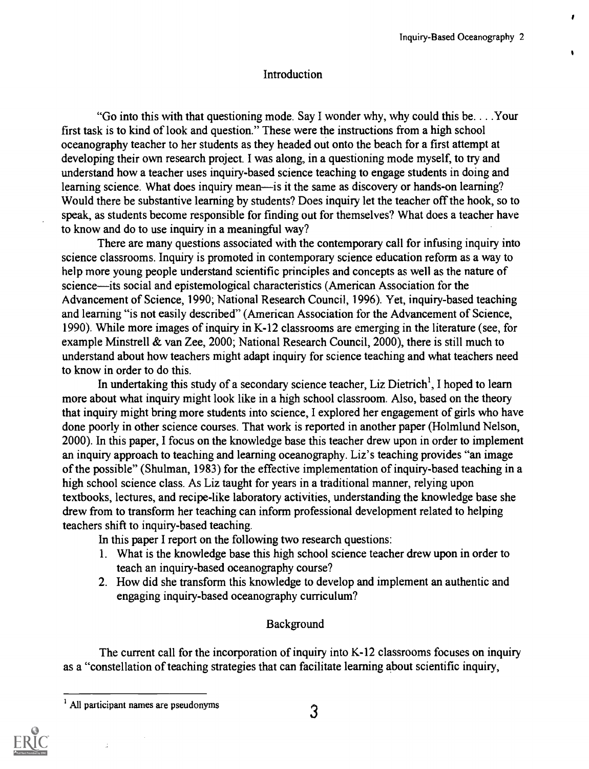## Introduction

"Go into this with that questioning mode. Say I wonder why, why could this be. . . .Your first task is to kind of look and question." These were the instructions from a high school oceanography teacher to her students as they headed out onto the beach for a first attempt at developing their own research project. I was along, in a questioning mode myself, to try and understand how a teacher uses inquiry-based science teaching to engage students in doing and learning science. What does inquiry mean—is it the same as discovery or hands-on learning? Would there be substantive learning by students? Does inquiry let the teacher off the hook, so to speak, as students become responsible for finding out for themselves? What does a teacher have to know and do to use inquiry in a meaningful way?

There are many questions associated with the contemporary call for infusing inquiry into science classrooms. Inquiry is promoted in contemporary science education reform as a way to help more young people understand scientific principles and concepts as well as the nature of science—its social and epistemological characteristics (American Association for the Advancement of Science, 1990; National Research Council, 1996). Yet, inquiry-based teaching and learning "is not easily described" (American Association for the Advancement of Science, 1990). While more images of inquiry in K-12 classrooms are emerging in the literature (see, for example Minstrell & van Zee, 2000; National Research Council, 2000), there is still much to understand about how teachers might adapt inquiry for science teaching and what teachers need to know in order to do this.

In undertaking this study of a secondary science teacher, Liz Dietrich[1], I hoped to learn more about what inquiry might look like in a high school classroom. Also, based on the theory that inquiry might bring more students into science, I explored her engagement of girls who have done poorly in other science courses. That work is reported in another paper (Holmlund Nelson, 2000). In this paper, I focus on the knowledge base this teacher drew upon in order to implement an inquiry approach to teaching and learning oceanography. Liz's teaching provides "an image of the possible" (Shulman, 1983) for the effective implementation of inquiry-based teaching in a high school science class. As Liz taught for years in a traditional manner, relying upon textbooks, lectures, and recipe-like laboratory activities, understanding the knowledge base she drew from to transform her teaching can inform professional development related to helping teachers shift to inquiry-based teaching.

In this paper I report on the following two research questions:

1. What is the knowledge base this high school science teacher drew upon in order to teach an inquiry-based oceanography course?
2. How did she transform this knowledge to develop and implement an authentic and engaging inquiry-based oceanography curriculum?

## Background

The current call for the incorporation of inquiry into K-12 classrooms focuses on inquiry as a "constellation of teaching strategies that can facilitate learning about scientific inquiry,

[1] All participant names are pseudonyms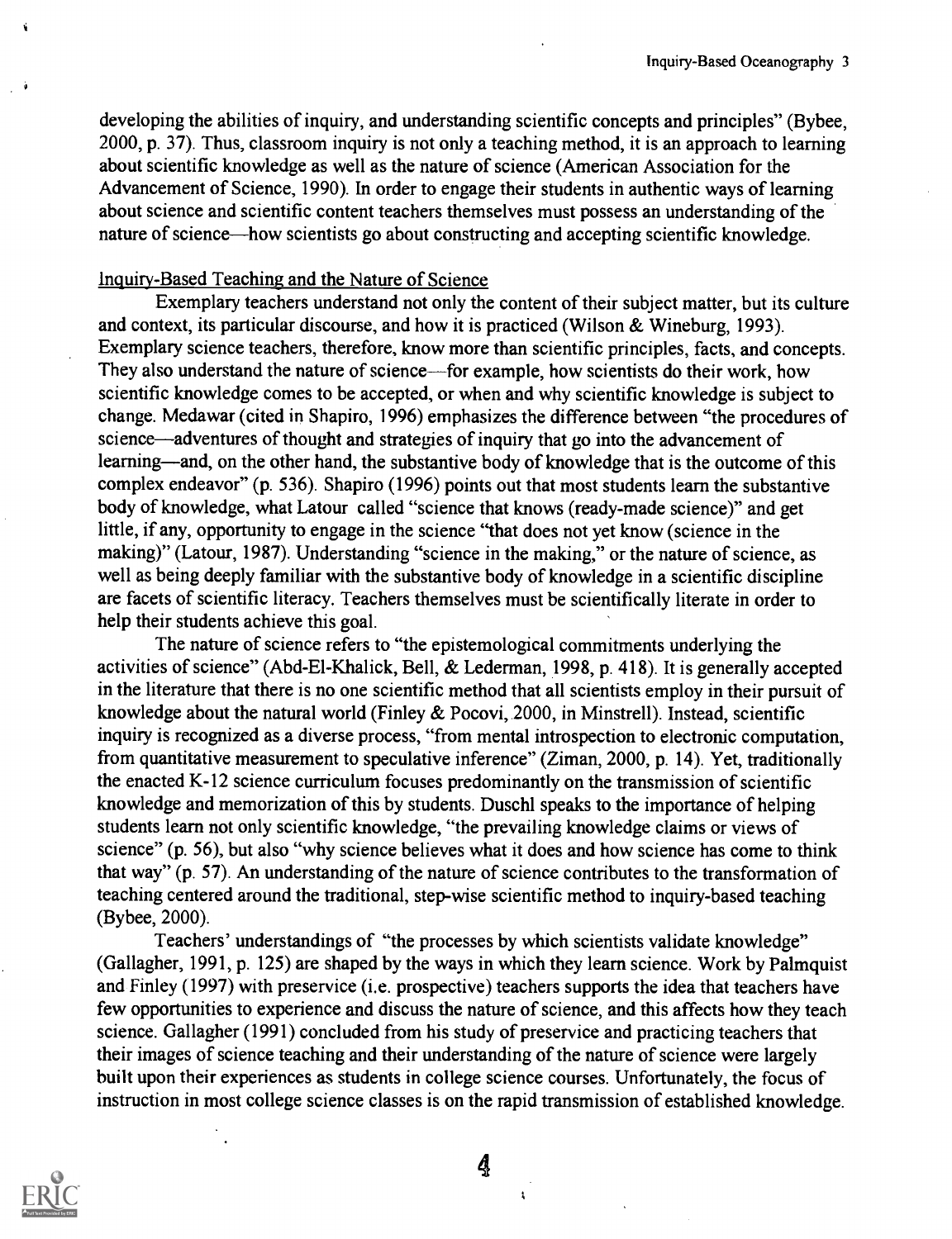developing the abilities of inquiry, and understanding scientific concepts and principles" (Bybee, 2000, p. 37). Thus, classroom inquiry is not only a teaching method, it is an approach to learning about scientific knowledge as well as the nature of science (American Association for the Advancement of Science, 1990). In order to engage their students in authentic ways of learning about science and scientific content teachers themselves must possess an understanding of the nature of science—how scientists go about constructing and accepting scientific knowledge.

## Inquiry-Based Teaching and the Nature of Science

Exemplary teachers understand not only the content of their subject matter, but its culture and context, its particular discourse, and how it is practiced (Wilson & Wineburg, 1993). Exemplary science teachers, therefore, know more than scientific principles, facts, and concepts. They also understand the nature of science—for example, how scientists do their work, how scientific knowledge comes to be accepted, or when and why scientific knowledge is subject to change. Medawar (cited in Shapiro, 1996) emphasizes the difference between "the procedures of science—adventures of thought and strategies of inquiry that go into the advancement of learning—and, on the other hand, the substantive body of knowledge that is the outcome of this complex endeavor" (p. 536). Shapiro (1996) points out that most students learn the substantive body of knowledge, what Latour called "science that knows (ready-made science)" and get little, if any, opportunity to engage in the science "that does not yet know (science in the making)" (Latour, 1987). Understanding "science in the making," or the nature of science, as well as being deeply familiar with the substantive body of knowledge in a scientific discipline are facets of scientific literacy. Teachers themselves must be scientifically literate in order to help their students achieve this goal.

The nature of science refers to "the epistemological commitments underlying the activities of science" (Abd-El-Khalick, Bell, & Lederman, 1998, p. 418). It is generally accepted in the literature that there is no one scientific method that all scientists employ in their pursuit of knowledge about the natural world (Finley & Pocovi, 2000, in Minstrell). Instead, scientific inquiry is recognized as a diverse process, "from mental introspection to electronic computation, from quantitative measurement to speculative inference" (Ziman, 2000, p. 14). Yet, traditionally the enacted K-12 science curriculum focuses predominantly on the transmission of scientific knowledge and memorization of this by students. Duschl speaks to the importance of helping students learn not only scientific knowledge, "the prevailing knowledge claims or views of science" (p. 56), but also "why science believes what it does and how science has come to think that way" (p. 57). An understanding of the nature of science contributes to the transformation of teaching centered around the traditional, step-wise scientific method to inquiry-based teaching (Bybee, 2000).

Teachers' understandings of "the processes by which scientists validate knowledge" (Gallagher, 1991, p. 125) are shaped by the ways in which they learn science. Work by Palmquist and Finley (1997) with preservice (i.e. prospective) teachers supports the idea that teachers have few opportunities to experience and discuss the nature of science, and this affects how they teach science. Gallagher (1991) concluded from his study of preservice and practicing teachers that their images of science teaching and their understanding of the nature of science were largely built upon their experiences as students in college science courses. Unfortunately, the focus of instruction in most college science classes is on the rapid transmission of established knowledge.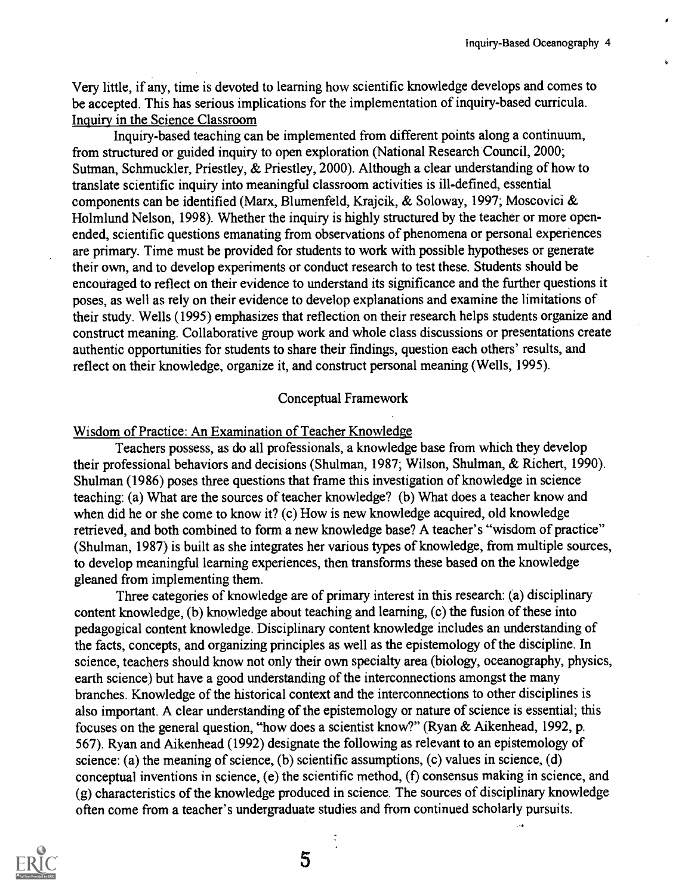Very little, if any, time is devoted to learning how scientific knowledge develops and comes to be accepted. This has serious implications for the implementation of inquiry-based curricula.

Inquiry in the Science Classroom

Inquiry-based teaching can be implemented from different points along a continuum, from structured or guided inquiry to open exploration (National Research Council, 2000; Sutman, Schmuckler, Priestley, & Priestley, 2000). Although a clear understanding of how to translate scientific inquiry into meaningful classroom activities is ill-defined, essential components can be identified (Marx, Blumenfeld, Krajcik, & Soloway, 1997; Moscovici & Holmlund Nelson, 1998). Whether the inquiry is highly structured by the teacher or more open-ended, scientific questions emanating from observations of phenomena or personal experiences are primary. Time must be provided for students to work with possible hypotheses or generate their own, and to develop experiments or conduct research to test these. Students should be encouraged to reflect on their evidence to understand its significance and the further questions it poses, as well as rely on their evidence to develop explanations and examine the limitations of their study. Wells (1995) emphasizes that reflection on their research helps students organize and construct meaning. Collaborative group work and whole class discussions or presentations create authentic opportunities for students to share their findings, question each others' results, and reflect on their knowledge, organize it, and construct personal meaning (Wells, 1995).

## Conceptual Framework

Wisdom of Practice: An Examination of Teacher Knowledge

Teachers possess, as do all professionals, a knowledge base from which they develop their professional behaviors and decisions (Shulman, 1987; Wilson, Shulman, & Richert, 1990). Shulman (1986) poses three questions that frame this investigation of knowledge in science teaching: (a) What are the sources of teacher knowledge? (b) What does a teacher know and when did he or she come to know it? (c) How is new knowledge acquired, old knowledge retrieved, and both combined to form a new knowledge base? A teacher's "wisdom of practice" (Shulman, 1987) is built as she integrates her various types of knowledge, from multiple sources, to develop meaningful learning experiences, then transforms these based on the knowledge gleaned from implementing them.

Three categories of knowledge are of primary interest in this research: (a) disciplinary content knowledge, (b) knowledge about teaching and learning, (c) the fusion of these into pedagogical content knowledge. Disciplinary content knowledge includes an understanding of the facts, concepts, and organizing principles as well as the epistemology of the discipline. In science, teachers should know not only their own specialty area (biology, oceanography, physics, earth science) but have a good understanding of the interconnections amongst the many branches. Knowledge of the historical context and the interconnections to other disciplines is also important. A clear understanding of the epistemology or nature of science is essential; this focuses on the general question, "how does a scientist know?" (Ryan & Aikenhead, 1992, p. 567). Ryan and Aikenhead (1992) designate the following as relevant to an epistemology of science: (a) the meaning of science, (b) scientific assumptions, (c) values in science, (d) conceptual inventions in science, (e) the scientific method, (f) consensus making in science, and (g) characteristics of the knowledge produced in science. The sources of disciplinary knowledge often come from a teacher's undergraduate studies and from continued scholarly pursuits.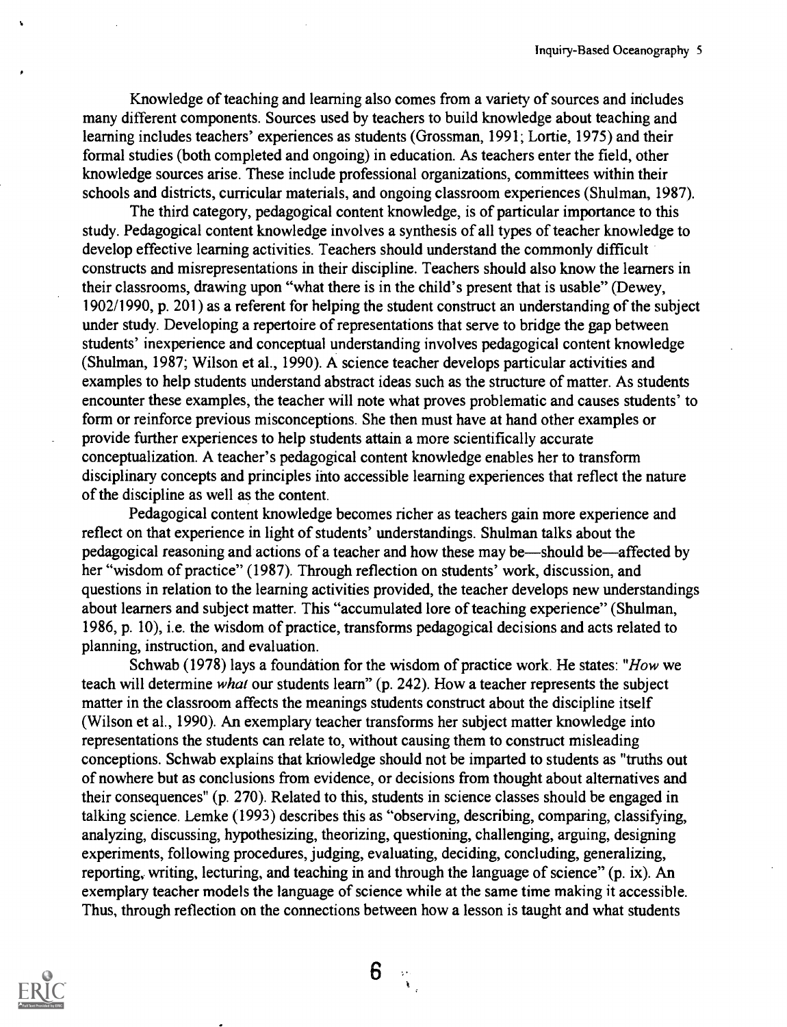Knowledge of teaching and learning also comes from a variety of sources and includes many different components. Sources used by teachers to build knowledge about teaching and learning includes teachers' experiences as students (Grossman, 1991; Lortie, 1975) and their formal studies (both completed and ongoing) in education. As teachers enter the field, other knowledge sources arise. These include professional organizations, committees within their schools and districts, curricular materials, and ongoing classroom experiences (Shulman, 1987).

The third category, pedagogical content knowledge, is of particular importance to this study. Pedagogical content knowledge involves a synthesis of all types of teacher knowledge to develop effective learning activities. Teachers should understand the commonly difficult constructs and misrepresentations in their discipline. Teachers should also know the learners in their classrooms, drawing upon "what there is in the child's present that is usable" (Dewey, 1902/1990, p. 201) as a referent for helping the student construct an understanding of the subject under study. Developing a repertoire of representations that serve to bridge the gap between students' inexperience and conceptual understanding involves pedagogical content knowledge (Shulman, 1987; Wilson et al., 1990). A science teacher develops particular activities and examples to help students understand abstract ideas such as the structure of matter. As students encounter these examples, the teacher will note what proves problematic and causes students' to form or reinforce previous misconceptions. She then must have at hand other examples or provide further experiences to help students attain a more scientifically accurate conceptualization. A teacher's pedagogical content knowledge enables her to transform disciplinary concepts and principles into accessible learning experiences that reflect the nature of the discipline as well as the content.

Pedagogical content knowledge becomes richer as teachers gain more experience and reflect on that experience in light of students' understandings. Shulman talks about the pedagogical reasoning and actions of a teacher and how these may be—should be—affected by her "wisdom of practice" (1987). Through reflection on students' work, discussion, and questions in relation to the learning activities provided, the teacher develops new understandings about learners and subject matter. This "accumulated lore of teaching experience" (Shulman, 1986, p. 10), i.e. the wisdom of practice, transforms pedagogical decisions and acts related to planning, instruction, and evaluation.

Schwab (1978) lays a foundation for the wisdom of practice work. He states: "*How* we teach will determine *what* our students learn" (p. 242). How a teacher represents the subject matter in the classroom affects the meanings students construct about the discipline itself (Wilson et al., 1990). An exemplary teacher transforms her subject matter knowledge into representations the students can relate to, without causing them to construct misleading conceptions. Schwab explains that knowledge should not be imparted to students as "truths out of nowhere but as conclusions from evidence, or decisions from thought about alternatives and their consequences" (p. 270). Related to this, students in science classes should be engaged in talking science. Lemke (1993) describes this as "observing, describing, comparing, classifying, analyzing, discussing, hypothesizing, theorizing, questioning, challenging, arguing, designing experiments, following procedures, judging, evaluating, deciding, concluding, generalizing, reporting, writing, lecturing, and teaching in and through the language of science" (p. ix). An exemplary teacher models the language of science while at the same time making it accessible. Thus, through reflection on the connections between how a lesson is taught and what students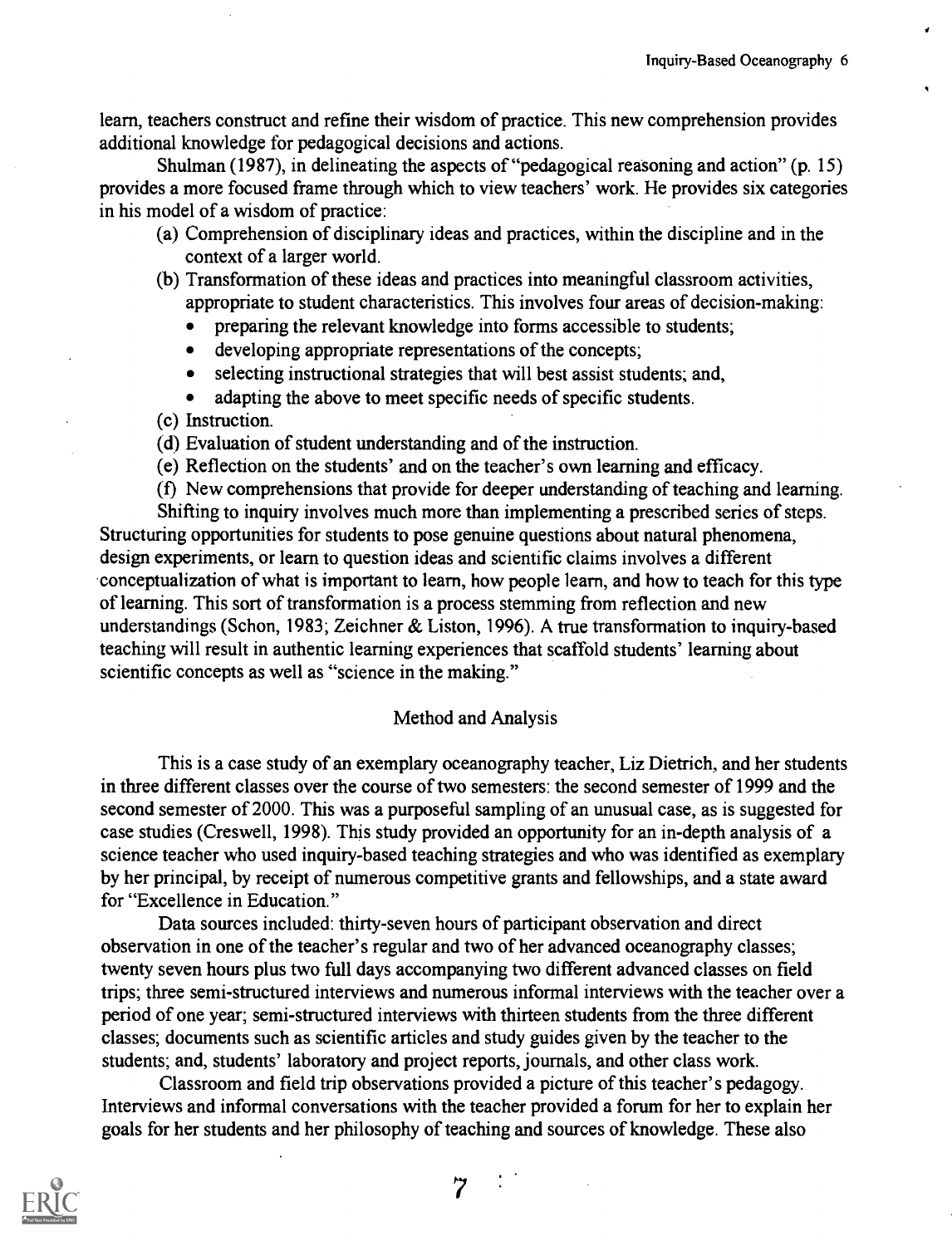learn, teachers construct and refine their wisdom of practice. This new comprehension provides additional knowledge for pedagogical decisions and actions.

Shulman (1987), in delineating the aspects of "pedagogical reasoning and action" (p. 15) provides a more focused frame through which to view teachers' work. He provides six categories in his model of a wisdom of practice:

(a) Comprehension of disciplinary ideas and practices, within the discipline and in the context of a larger world.
(b) Transformation of these ideas and practices into meaningful classroom activities, appropriate to student characteristics. This involves four areas of decision-making:
   - preparing the relevant knowledge into forms accessible to students;
   - developing appropriate representations of the concepts;
   - selecting instructional strategies that will best assist students; and,
   - adapting the above to meet specific needs of specific students.
(c) Instruction.
(d) Evaluation of student understanding and of the instruction.
(e) Reflection on the students' and on the teacher's own learning and efficacy.
(f) New comprehensions that provide for deeper understanding of teaching and learning.

Shifting to inquiry involves much more than implementing a prescribed series of steps. Structuring opportunities for students to pose genuine questions about natural phenomena, design experiments, or learn to question ideas and scientific claims involves a different conceptualization of what is important to learn, how people learn, and how to teach for this type of learning. This sort of transformation is a process stemming from reflection and new understandings (Schon, 1983; Zeichner & Liston, 1996). A true transformation to inquiry-based teaching will result in authentic learning experiences that scaffold students' learning about scientific concepts as well as "science in the making."

## Method and Analysis

This is a case study of an exemplary oceanography teacher, Liz Dietrich, and her students in three different classes over the course of two semesters: the second semester of 1999 and the second semester of 2000. This was a purposeful sampling of an unusual case, as is suggested for case studies (Creswell, 1998). This study provided an opportunity for an in-depth analysis of a science teacher who used inquiry-based teaching strategies and who was identified as exemplary by her principal, by receipt of numerous competitive grants and fellowships, and a state award for "Excellence in Education."

Data sources included: thirty-seven hours of participant observation and direct observation in one of the teacher's regular and two of her advanced oceanography classes; twenty seven hours plus two full days accompanying two different advanced classes on field trips; three semi-structured interviews and numerous informal interviews with the teacher over a period of one year; semi-structured interviews with thirteen students from the three different classes; documents such as scientific articles and study guides given by the teacher to the students; and, students' laboratory and project reports, journals, and other class work.

Classroom and field trip observations provided a picture of this teacher's pedagogy. Interviews and informal conversations with the teacher provided a forum for her to explain her goals for her students and her philosophy of teaching and sources of knowledge. These also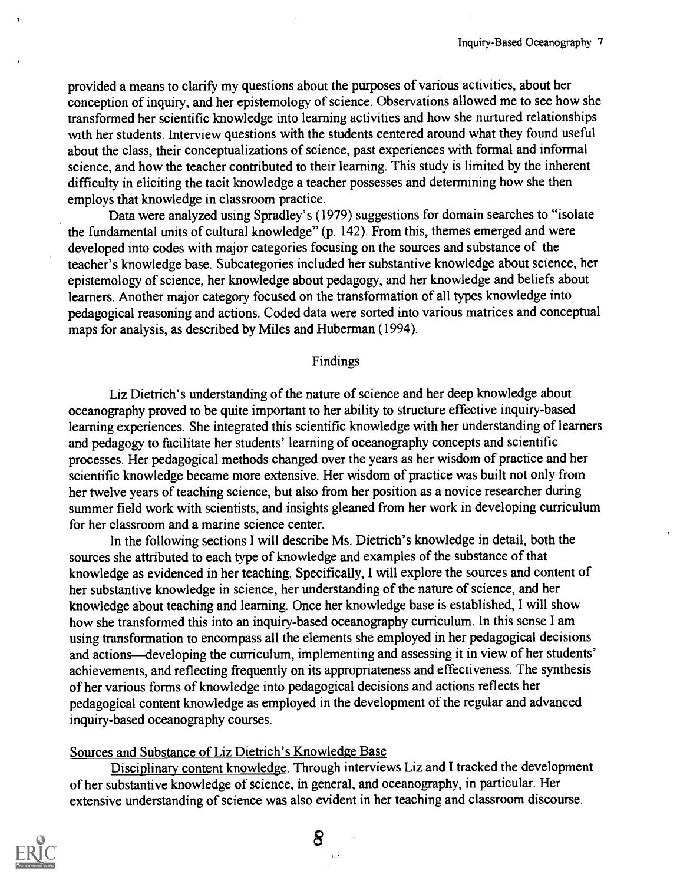provided a means to clarify my questions about the purposes of various activities, about her conception of inquiry, and her epistemology of science. Observations allowed me to see how she transformed her scientific knowledge into learning activities and how she nurtured relationships with her students. Interview questions with the students centered around what they found useful about the class, their conceptualizations of science, past experiences with formal and informal science, and how the teacher contributed to their learning. This study is limited by the inherent difficulty in eliciting the tacit knowledge a teacher possesses and determining how she then employs that knowledge in classroom practice.

Data were analyzed using Spradley's (1979) suggestions for domain searches to "isolate the fundamental units of cultural knowledge" (p. 142). From this, themes emerged and were developed into codes with major categories focusing on the sources and substance of the teacher's knowledge base. Subcategories included her substantive knowledge about science, her epistemology of science, her knowledge about pedagogy, and her knowledge and beliefs about learners. Another major category focused on the transformation of all types knowledge into pedagogical reasoning and actions. Coded data were sorted into various matrices and conceptual maps for analysis, as described by Miles and Huberman (1994).

## Findings

Liz Dietrich's understanding of the nature of science and her deep knowledge about oceanography proved to be quite important to her ability to structure effective inquiry-based learning experiences. She integrated this scientific knowledge with her understanding of learners and pedagogy to facilitate her students' learning of oceanography concepts and scientific processes. Her pedagogical methods changed over the years as her wisdom of practice and her scientific knowledge became more extensive. Her wisdom of practice was built not only from her twelve years of teaching science, but also from her position as a novice researcher during summer field work with scientists, and insights gleaned from her work in developing curriculum for her classroom and a marine science center.

In the following sections I will describe Ms. Dietrich's knowledge in detail, both the sources she attributed to each type of knowledge and examples of the substance of that knowledge as evidenced in her teaching. Specifically, I will explore the sources and content of her substantive knowledge in science, her understanding of the nature of science, and her knowledge about teaching and learning. Once her knowledge base is established, I will show how she transformed this into an inquiry-based oceanography curriculum. In this sense I am using transformation to encompass all the elements she employed in her pedagogical decisions and actions—developing the curriculum, implementing and assessing it in view of her students' achievements, and reflecting frequently on its appropriateness and effectiveness. The synthesis of her various forms of knowledge into pedagogical decisions and actions reflects her pedagogical content knowledge as employed in the development of the regular and advanced inquiry-based oceanography courses.

### Sources and Substance of Liz Dietrich's Knowledge Base

Disciplinary content knowledge. Through interviews Liz and I tracked the development of her substantive knowledge of science, in general, and oceanography, in particular. Her extensive understanding of science was also evident in her teaching and classroom discourse.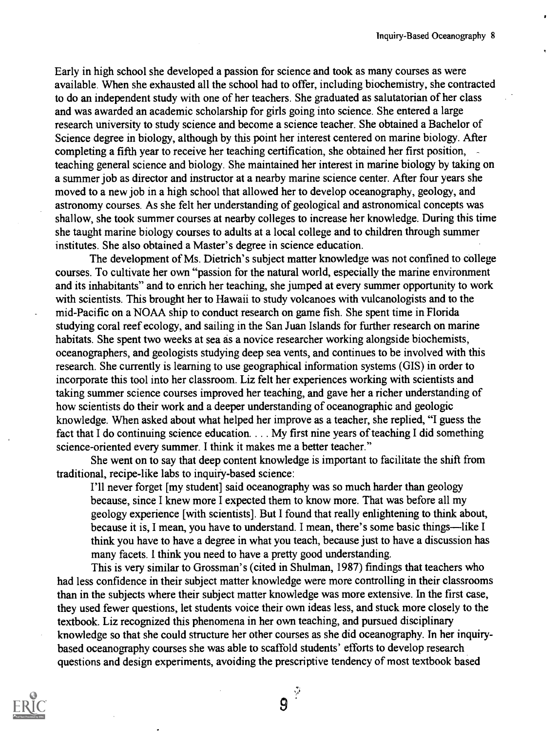Early in high school she developed a passion for science and took as many courses as were available. When she exhausted all the school had to offer, including biochemistry, she contracted to do an independent study with one of her teachers. She graduated as salutatorian of her class and was awarded an academic scholarship for girls going into science. She entered a large research university to study science and become a science teacher. She obtained a Bachelor of Science degree in biology, although by this point her interest centered on marine biology. After completing a fifth year to receive her teaching certification, she obtained her first position, teaching general science and biology. She maintained her interest in marine biology by taking on a summer job as director and instructor at a nearby marine science center. After four years she moved to a new job in a high school that allowed her to develop oceanography, geology, and astronomy courses. As she felt her understanding of geological and astronomical concepts was shallow, she took summer courses at nearby colleges to increase her knowledge. During this time she taught marine biology courses to adults at a local college and to children through summer institutes. She also obtained a Master's degree in science education.

The development of Ms. Dietrich's subject matter knowledge was not confined to college courses. To cultivate her own "passion for the natural world, especially the marine environment and its inhabitants" and to enrich her teaching, she jumped at every summer opportunity to work with scientists. This brought her to Hawaii to study volcanoes with vulcanologists and to the mid-Pacific on a NOAA ship to conduct research on game fish. She spent time in Florida studying coral reef ecology, and sailing in the San Juan Islands for further research on marine habitats. She spent two weeks at sea as a novice researcher working alongside biochemists, oceanographers, and geologists studying deep sea vents, and continues to be involved with this research. She currently is learning to use geographical information systems (GIS) in order to incorporate this tool into her classroom. Liz felt her experiences working with scientists and taking summer science courses improved her teaching, and gave her a richer understanding of how scientists do their work and a deeper understanding of oceanographic and geologic knowledge. When asked about what helped her improve as a teacher, she replied, "I guess the fact that I do continuing science education. . . . My first nine years of teaching I did something science-oriented every summer. I think it makes me a better teacher."

She went on to say that deep content knowledge is important to facilitate the shift from traditional, recipe-like labs to inquiry-based science:

> I'll never forget [my student] said oceanography was so much harder than geology because, since I knew more I expected them to know more. That was before all my geology experience [with scientists]. But I found that really enlightening to think about, because it is, I mean, you have to understand. I mean, there's some basic things—like I think you have to have a degree in what you teach, because just to have a discussion has many facets. I think you need to have a pretty good understanding.

This is very similar to Grossman's (cited in Shulman, 1987) findings that teachers who had less confidence in their subject matter knowledge were more controlling in their classrooms than in the subjects where their subject matter knowledge was more extensive. In the first case, they used fewer questions, let students voice their own ideas less, and stuck more closely to the textbook. Liz recognized this phenomena in her own teaching, and pursued disciplinary knowledge so that she could structure her other courses as she did oceanography. In her inquiry-based oceanography courses she was able to scaffold students' efforts to develop research questions and design experiments, avoiding the prescriptive tendency of most textbook based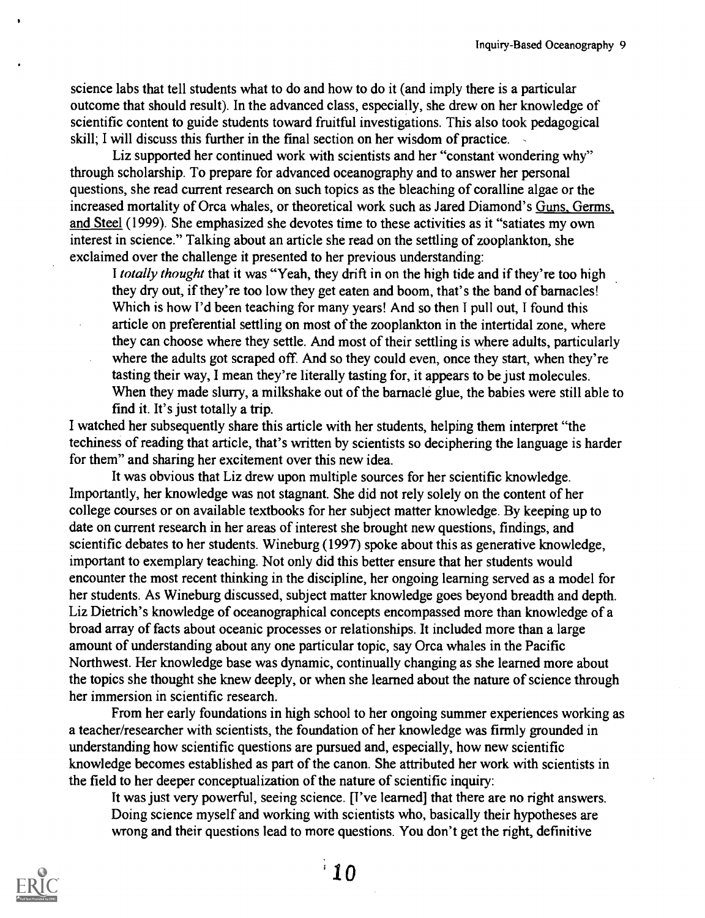science labs that tell students what to do and how to do it (and imply there is a particular outcome that should result). In the advanced class, especially, she drew on her knowledge of scientific content to guide students toward fruitful investigations. This also took pedagogical skill; I will discuss this further in the final section on her wisdom of practice.

Liz supported her continued work with scientists and her "constant wondering why" through scholarship. To prepare for advanced oceanography and to answer her personal questions, she read current research on such topics as the bleaching of coralline algae or the increased mortality of Orca whales, or theoretical work such as Jared Diamond's Guns, Germs, and Steel (1999). She emphasized she devotes time to these activities as it "satiates my own interest in science." Talking about an article she read on the settling of zooplankton, she exclaimed over the challenge it presented to her previous understanding:

> I *totally thought* that it was "Yeah, they drift in on the high tide and if they're too high they dry out, if they're too low they get eaten and boom, that's the band of barnacles! Which is how I'd been teaching for many years! And so then I pull out, I found this article on preferential settling on most of the zooplankton in the intertidal zone, where they can choose where they settle. And most of their settling is where adults, particularly where the adults got scraped off. And so they could even, once they start, when they're tasting their way, I mean they're literally tasting for, it appears to be just molecules. When they made slurry, a milkshake out of the barnacle glue, the babies were still able to find it. It's just totally a trip.

I watched her subsequently share this article with her students, helping them interpret "the techiness of reading that article, that's written by scientists so deciphering the language is harder for them" and sharing her excitement over this new idea.

It was obvious that Liz drew upon multiple sources for her scientific knowledge. Importantly, her knowledge was not stagnant. She did not rely solely on the content of her college courses or on available textbooks for her subject matter knowledge. By keeping up to date on current research in her areas of interest she brought new questions, findings, and scientific debates to her students. Wineburg (1997) spoke about this as generative knowledge, important to exemplary teaching. Not only did this better ensure that her students would encounter the most recent thinking in the discipline, her ongoing learning served as a model for her students. As Wineburg discussed, subject matter knowledge goes beyond breadth and depth. Liz Dietrich's knowledge of oceanographical concepts encompassed more than knowledge of a broad array of facts about oceanic processes or relationships. It included more than a large amount of understanding about any one particular topic, say Orca whales in the Pacific Northwest. Her knowledge base was dynamic, continually changing as she learned more about the topics she thought she knew deeply, or when she learned about the nature of science through her immersion in scientific research.

From her early foundations in high school to her ongoing summer experiences working as a teacher/researcher with scientists, the foundation of her knowledge was firmly grounded in understanding how scientific questions are pursued and, especially, how new scientific knowledge becomes established as part of the canon. She attributed her work with scientists in the field to her deeper conceptualization of the nature of scientific inquiry:

> It was just very powerful, seeing science. [I've learned] that there are no right answers. Doing science myself and working with scientists who, basically their hypotheses are wrong and their questions lead to more questions. You don't get the right, definitive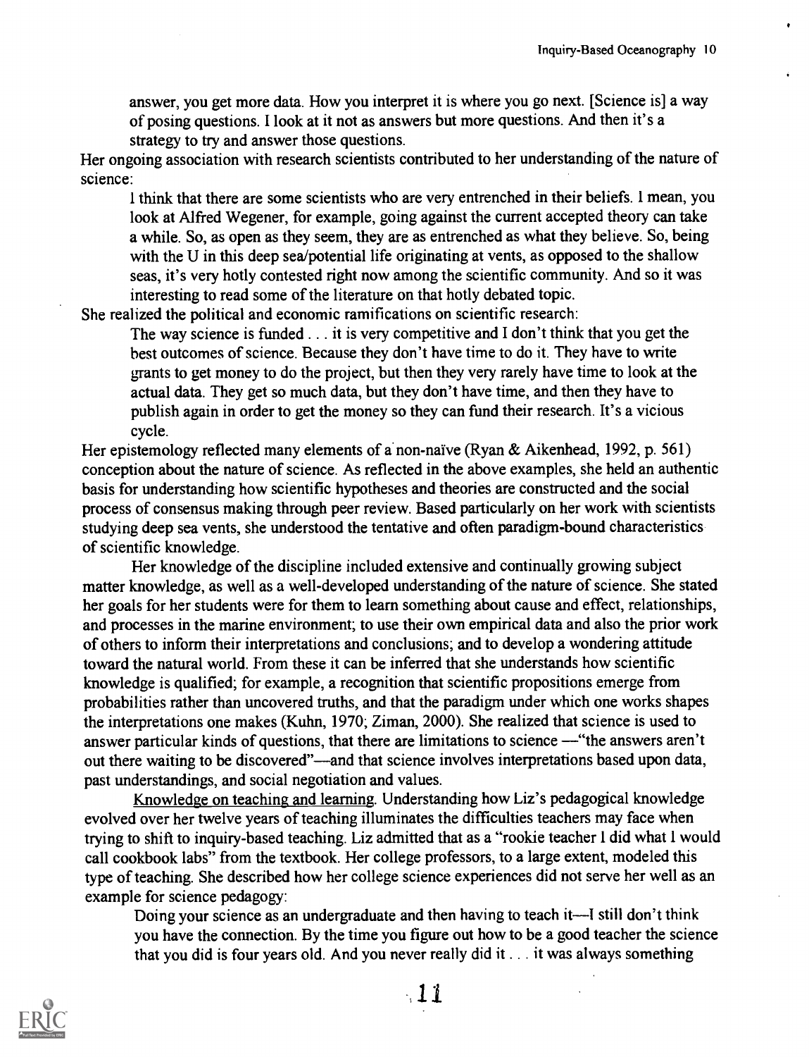answer, you get more data. How you interpret it is where you go next. [Science is] a way of posing questions. I look at it not as answers but more questions. And then it's a strategy to try and answer those questions.

Her ongoing association with research scientists contributed to her understanding of the nature of science:

> I think that there are some scientists who are very entrenched in their beliefs. I mean, you look at Alfred Wegener, for example, going against the current accepted theory can take a while. So, as open as they seem, they are as entrenched as what they believe. So, being with the U in this deep sea/potential life originating at vents, as opposed to the shallow seas, it's very hotly contested right now among the scientific community. And so it was interesting to read some of the literature on that hotly debated topic.

She realized the political and economic ramifications on scientific research:

> The way science is funded . . . it is very competitive and I don't think that you get the best outcomes of science. Because they don't have time to do it. They have to write grants to get money to do the project, but then they very rarely have time to look at the actual data. They get so much data, but they don't have time, and then they have to publish again in order to get the money so they can fund their research. It's a vicious cycle.

Her epistemology reflected many elements of a non-naïve (Ryan & Aikenhead, 1992, p. 561) conception about the nature of science. As reflected in the above examples, she held an authentic basis for understanding how scientific hypotheses and theories are constructed and the social process of consensus making through peer review. Based particularly on her work with scientists studying deep sea vents, she understood the tentative and often paradigm-bound characteristics of scientific knowledge.

Her knowledge of the discipline included extensive and continually growing subject matter knowledge, as well as a well-developed understanding of the nature of science. She stated her goals for her students were for them to learn something about cause and effect, relationships, and processes in the marine environment; to use their own empirical data and also the prior work of others to inform their interpretations and conclusions; and to develop a wondering attitude toward the natural world. From these it can be inferred that she understands how scientific knowledge is qualified; for example, a recognition that scientific propositions emerge from probabilities rather than uncovered truths, and that the paradigm under which one works shapes the interpretations one makes (Kuhn, 1970; Ziman, 2000). She realized that science is used to answer particular kinds of questions, that there are limitations to science —"the answers aren't out there waiting to be discovered"—and that science involves interpretations based upon data, past understandings, and social negotiation and values.

<u>Knowledge on teaching and learning</u>. Understanding how Liz's pedagogical knowledge evolved over her twelve years of teaching illuminates the difficulties teachers may face when trying to shift to inquiry-based teaching. Liz admitted that as a "rookie teacher I did what I would call cookbook labs" from the textbook. Her college professors, to a large extent, modeled this type of teaching. She described how her college science experiences did not serve her well as an example for science pedagogy:

> Doing your science as an undergraduate and then having to teach it—I still don't think you have the connection. By the time you figure out how to be a good teacher the science that you did is four years old. And you never really did it . . . it was always something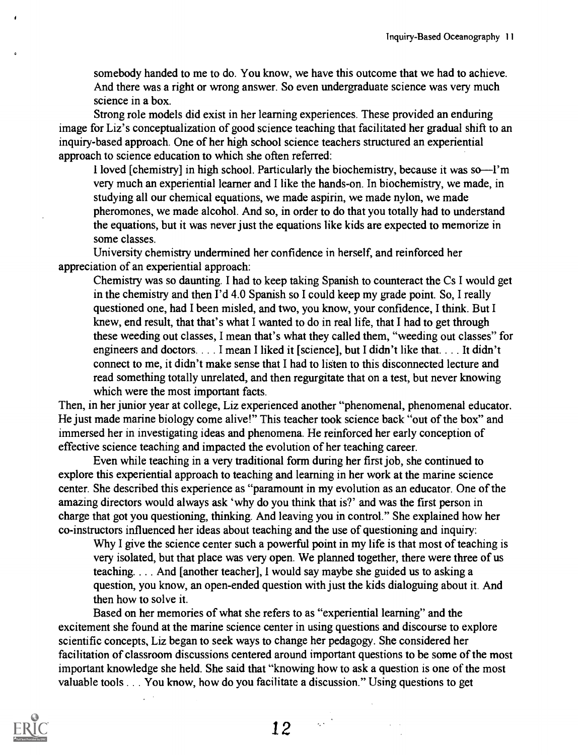somebody handed to me to do. You know, we have this outcome that we had to achieve. And there was a right or wrong answer. So even undergraduate science was very much science in a box.

Strong role models did exist in her learning experiences. These provided an enduring image for Liz's conceptualization of good science teaching that facilitated her gradual shift to an inquiry-based approach. One of her high school science teachers structured an experiential approach to science education to which she often referred:

> I loved [chemistry] in high school. Particularly the biochemistry, because it was so—I'm very much an experiential learner and I like the hands-on. In biochemistry, we made, in studying all our chemical equations, we made aspirin, we made nylon, we made pheromones, we made alcohol. And so, in order to do that you totally had to understand the equations, but it was never just the equations like kids are expected to memorize in some classes.

University chemistry undermined her confidence in herself, and reinforced her appreciation of an experiential approach:

> Chemistry was so daunting. I had to keep taking Spanish to counteract the Cs I would get in the chemistry and then I'd 4.0 Spanish so I could keep my grade point. So, I really questioned one, had I been misled, and two, you know, your confidence, I think. But I knew, end result, that that's what I wanted to do in real life, that I had to get through these weeding out classes, I mean that's what they called them, "weeding out classes" for engineers and doctors. . . . I mean I liked it [science], but I didn't like that. . . . It didn't connect to me, it didn't make sense that I had to listen to this disconnected lecture and read something totally unrelated, and then regurgitate that on a test, but never knowing which were the most important facts.

Then, in her junior year at college, Liz experienced another "phenomenal, phenomenal educator. He just made marine biology come alive!" This teacher took science back "out of the box" and immersed her in investigating ideas and phenomena. He reinforced her early conception of effective science teaching and impacted the evolution of her teaching career.

Even while teaching in a very traditional form during her first job, she continued to explore this experiential approach to teaching and learning in her work at the marine science center. She described this experience as "paramount in my evolution as an educator. One of the amazing directors would always ask 'why do you think that is?' and was the first person in charge that got you questioning, thinking. And leaving you in control." She explained how her co-instructors influenced her ideas about teaching and the use of questioning and inquiry:

> Why I give the science center such a powerful point in my life is that most of teaching is very isolated, but that place was very open. We planned together, there were three of us teaching. . . . And [another teacher], I would say maybe she guided us to asking a question, you know, an open-ended question with just the kids dialoguing about it. And then how to solve it.

Based on her memories of what she refers to as "experiential learning" and the excitement she found at the marine science center in using questions and discourse to explore scientific concepts, Liz began to seek ways to change her pedagogy. She considered her facilitation of classroom discussions centered around important questions to be some of the most important knowledge she held. She said that "knowing how to ask a question is one of the most valuable tools . . . You know, how do you facilitate a discussion." Using questions to get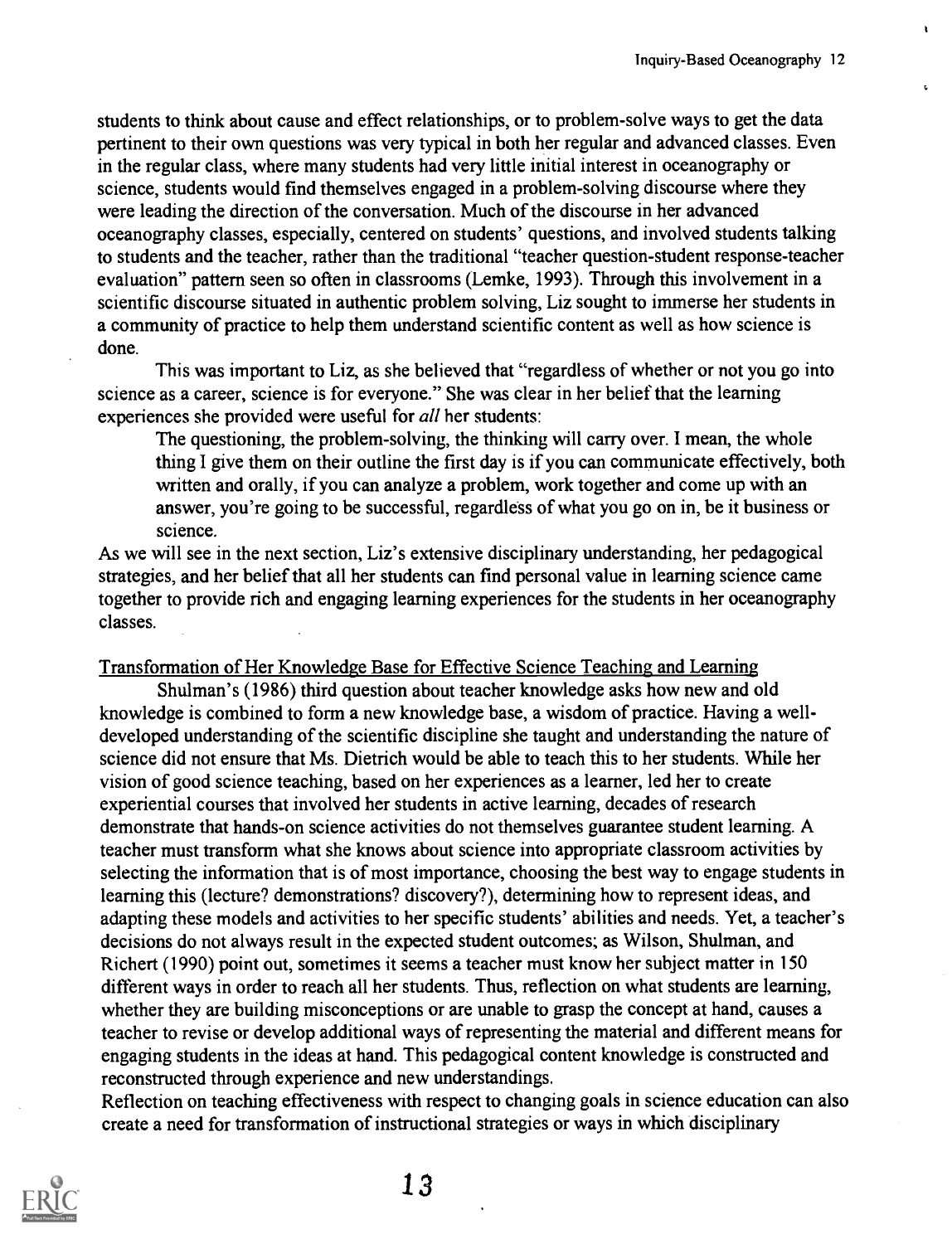students to think about cause and effect relationships, or to problem-solve ways to get the data pertinent to their own questions was very typical in both her regular and advanced classes. Even in the regular class, where many students had very little initial interest in oceanography or science, students would find themselves engaged in a problem-solving discourse where they were leading the direction of the conversation. Much of the discourse in her advanced oceanography classes, especially, centered on students' questions, and involved students talking to students and the teacher, rather than the traditional "teacher question-student response-teacher evaluation" pattern seen so often in classrooms (Lemke, 1993). Through this involvement in a scientific discourse situated in authentic problem solving, Liz sought to immerse her students in a community of practice to help them understand scientific content as well as how science is done.

This was important to Liz, as she believed that "regardless of whether or not you go into science as a career, science is for everyone." She was clear in her belief that the learning experiences she provided were useful for *all* her students:

> The questioning, the problem-solving, the thinking will carry over. I mean, the whole thing I give them on their outline the first day is if you can communicate effectively, both written and orally, if you can analyze a problem, work together and come up with an answer, you're going to be successful, regardless of what you go on in, be it business or science.

As we will see in the next section, Liz's extensive disciplinary understanding, her pedagogical strategies, and her belief that all her students can find personal value in learning science came together to provide rich and engaging learning experiences for the students in her oceanography classes.

## Transformation of Her Knowledge Base for Effective Science Teaching and Learning

Shulman's (1986) third question about teacher knowledge asks how new and old knowledge is combined to form a new knowledge base, a wisdom of practice. Having a well-developed understanding of the scientific discipline she taught and understanding the nature of science did not ensure that Ms. Dietrich would be able to teach this to her students. While her vision of good science teaching, based on her experiences as a learner, led her to create experiential courses that involved her students in active learning, decades of research demonstrate that hands-on science activities do not themselves guarantee student learning. A teacher must transform what she knows about science into appropriate classroom activities by selecting the information that is of most importance, choosing the best way to engage students in learning this (lecture? demonstrations? discovery?), determining how to represent ideas, and adapting these models and activities to her specific students' abilities and needs. Yet, a teacher's decisions do not always result in the expected student outcomes; as Wilson, Shulman, and Richert (1990) point out, sometimes it seems a teacher must know her subject matter in 150 different ways in order to reach all her students. Thus, reflection on what students are learning, whether they are building misconceptions or are unable to grasp the concept at hand, causes a teacher to revise or develop additional ways of representing the material and different means for engaging students in the ideas at hand. This pedagogical content knowledge is constructed and reconstructed through experience and new understandings.

Reflection on teaching effectiveness with respect to changing goals in science education can also create a need for transformation of instructional strategies or ways in which disciplinary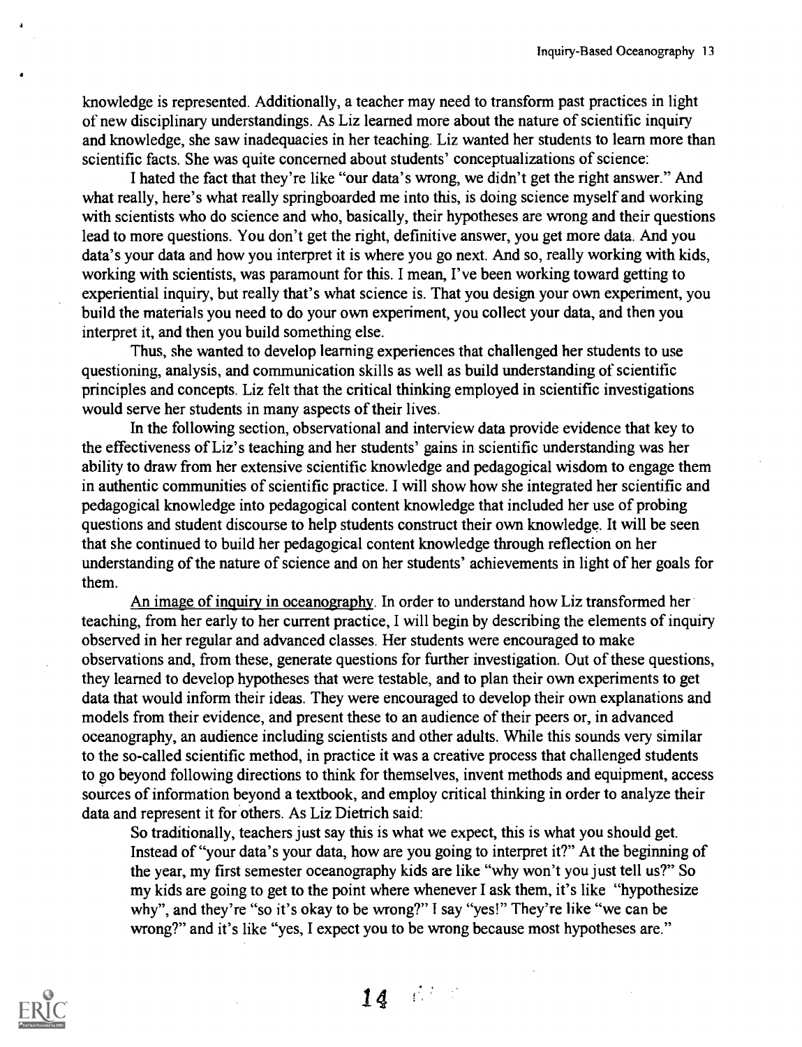knowledge is represented. Additionally, a teacher may need to transform past practices in light of new disciplinary understandings. As Liz learned more about the nature of scientific inquiry and knowledge, she saw inadequacies in her teaching. Liz wanted her students to learn more than scientific facts. She was quite concerned about students' conceptualizations of science:

> I hated the fact that they're like "our data's wrong, we didn't get the right answer." And what really, here's what really springboarded me into this, is doing science myself and working with scientists who do science and who, basically, their hypotheses are wrong and their questions lead to more questions. You don't get the right, definitive answer, you get more data. And you data's your data and how you interpret it is where you go next. And so, really working with kids, working with scientists, was paramount for this. I mean, I've been working toward getting to experiential inquiry, but really that's what science is. That you design your own experiment, you build the materials you need to do your own experiment, you collect your data, and then you interpret it, and then you build something else.

Thus, she wanted to develop learning experiences that challenged her students to use questioning, analysis, and communication skills as well as build understanding of scientific principles and concepts. Liz felt that the critical thinking employed in scientific investigations would serve her students in many aspects of their lives.

In the following section, observational and interview data provide evidence that key to the effectiveness of Liz's teaching and her students' gains in scientific understanding was her ability to draw from her extensive scientific knowledge and pedagogical wisdom to engage them in authentic communities of scientific practice. I will show how she integrated her scientific and pedagogical knowledge into pedagogical content knowledge that included her use of probing questions and student discourse to help students construct their own knowledge. It will be seen that she continued to build her pedagogical content knowledge through reflection on her understanding of the nature of science and on her students' achievements in light of her goals for them.

An image of inquiry in oceanography. In order to understand how Liz transformed her teaching, from her early to her current practice, I will begin by describing the elements of inquiry observed in her regular and advanced classes. Her students were encouraged to make observations and, from these, generate questions for further investigation. Out of these questions, they learned to develop hypotheses that were testable, and to plan their own experiments to get data that would inform their ideas. They were encouraged to develop their own explanations and models from their evidence, and present these to an audience of their peers or, in advanced oceanography, an audience including scientists and other adults. While this sounds very similar to the so-called scientific method, in practice it was a creative process that challenged students to go beyond following directions to think for themselves, invent methods and equipment, access sources of information beyond a textbook, and employ critical thinking in order to analyze their data and represent it for others. As Liz Dietrich said:

> So traditionally, teachers just say this is what we expect, this is what you should get. Instead of "your data's your data, how are you going to interpret it?" At the beginning of the year, my first semester oceanography kids are like "why won't you just tell us?" So my kids are going to get to the point where whenever I ask them, it's like "hypothesize why", and they're "so it's okay to be wrong?" I say "yes!" They're like "we can be wrong?" and it's like "yes, I expect you to be wrong because most hypotheses are."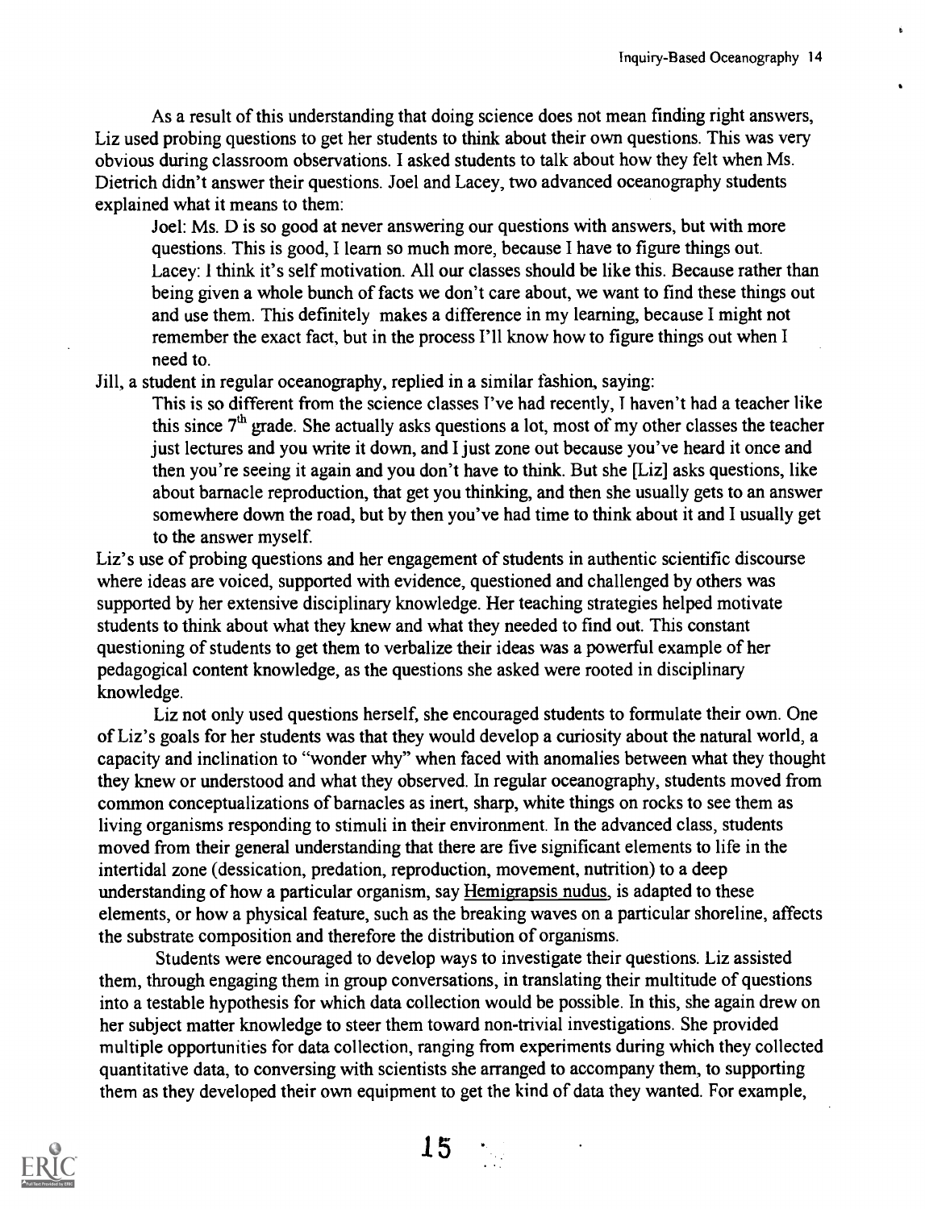As a result of this understanding that doing science does not mean finding right answers, Liz used probing questions to get her students to think about their own questions. This was very obvious during classroom observations. I asked students to talk about how they felt when Ms. Dietrich didn't answer their questions. Joel and Lacey, two advanced oceanography students explained what it means to them:

> Joel: Ms. D is so good at never answering our questions with answers, but with more questions. This is good, I learn so much more, because I have to figure things out.
> Lacey: I think it's self motivation. All our classes should be like this. Because rather than being given a whole bunch of facts we don't care about, we want to find these things out and use them. This definitely makes a difference in my learning, because I might not remember the exact fact, but in the process I'll know how to figure things out when I need to.

Jill, a student in regular oceanography, replied in a similar fashion, saying:

> This is so different from the science classes I've had recently, I haven't had a teacher like this since 7th grade. She actually asks questions a lot, most of my other classes the teacher just lectures and you write it down, and I just zone out because you've heard it once and then you're seeing it again and you don't have to think. But she [Liz] asks questions, like about barnacle reproduction, that get you thinking, and then she usually gets to an answer somewhere down the road, but by then you've had time to think about it and I usually get to the answer myself.

Liz's use of probing questions and her engagement of students in authentic scientific discourse where ideas are voiced, supported with evidence, questioned and challenged by others was supported by her extensive disciplinary knowledge. Her teaching strategies helped motivate students to think about what they knew and what they needed to find out. This constant questioning of students to get them to verbalize their ideas was a powerful example of her pedagogical content knowledge, as the questions she asked were rooted in disciplinary knowledge.

Liz not only used questions herself, she encouraged students to formulate their own. One of Liz's goals for her students was that they would develop a curiosity about the natural world, a capacity and inclination to "wonder why" when faced with anomalies between what they thought they knew or understood and what they observed. In regular oceanography, students moved from common conceptualizations of barnacles as inert, sharp, white things on rocks to see them as living organisms responding to stimuli in their environment. In the advanced class, students moved from their general understanding that there are five significant elements to life in the intertidal zone (dessication, predation, reproduction, movement, nutrition) to a deep understanding of how a particular organism, say Hemigrapsis nudus, is adapted to these elements, or how a physical feature, such as the breaking waves on a particular shoreline, affects the substrate composition and therefore the distribution of organisms.

Students were encouraged to develop ways to investigate their questions. Liz assisted them, through engaging them in group conversations, in translating their multitude of questions into a testable hypothesis for which data collection would be possible. In this, she again drew on her subject matter knowledge to steer them toward non-trivial investigations. She provided multiple opportunities for data collection, ranging from experiments during which they collected quantitative data, to conversing with scientists she arranged to accompany them, to supporting them as they developed their own equipment to get the kind of data they wanted. For example,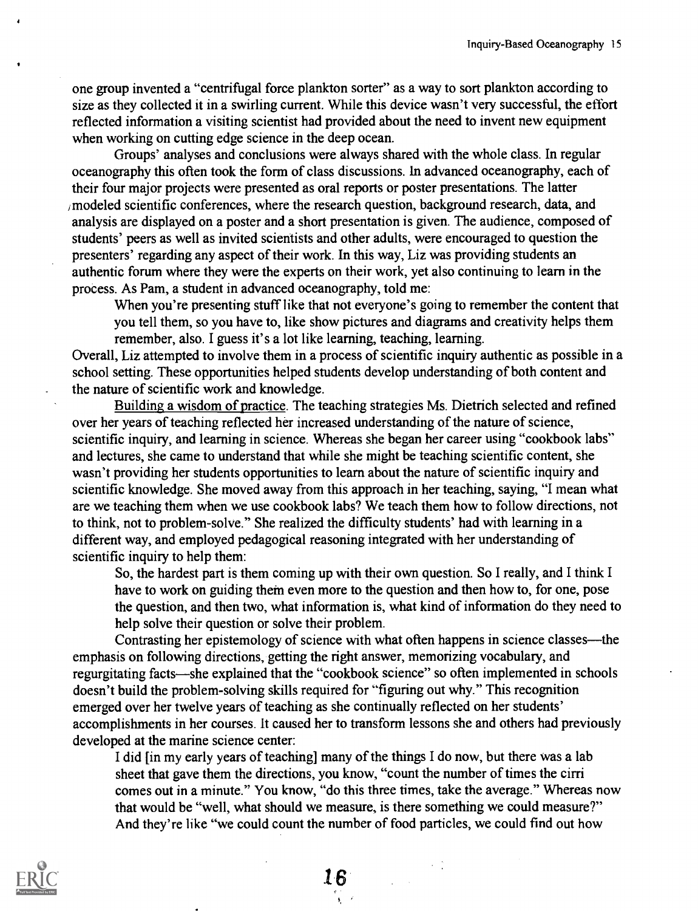one group invented a "centrifugal force plankton sorter" as a way to sort plankton according to size as they collected it in a swirling current. While this device wasn't very successful, the effort reflected information a visiting scientist had provided about the need to invent new equipment when working on cutting edge science in the deep ocean.

Groups' analyses and conclusions were always shared with the whole class. In regular oceanography this often took the form of class discussions. In advanced oceanography, each of their four major projects were presented as oral reports or poster presentations. The latter modeled scientific conferences, where the research question, background research, data, and analysis are displayed on a poster and a short presentation is given. The audience, composed of students' peers as well as invited scientists and other adults, were encouraged to question the presenters' regarding any aspect of their work. In this way, Liz was providing students an authentic forum where they were the experts on their work, yet also continuing to learn in the process. As Pam, a student in advanced oceanography, told me:

> When you're presenting stuff like that not everyone's going to remember the content that you tell them, so you have to, like show pictures and diagrams and creativity helps them remember, also. I guess it's a lot like learning, teaching, learning.

Overall, Liz attempted to involve them in a process of scientific inquiry authentic as possible in a school setting. These opportunities helped students develop understanding of both content and the nature of scientific work and knowledge.

Building a wisdom of practice. The teaching strategies Ms. Dietrich selected and refined over her years of teaching reflected her increased understanding of the nature of science, scientific inquiry, and learning in science. Whereas she began her career using "cookbook labs" and lectures, she came to understand that while she might be teaching scientific content, she wasn't providing her students opportunities to learn about the nature of scientific inquiry and scientific knowledge. She moved away from this approach in her teaching, saying, "I mean what are we teaching them when we use cookbook labs? We teach them how to follow directions, not to think, not to problem-solve." She realized the difficulty students' had with learning in a different way, and employed pedagogical reasoning integrated with her understanding of scientific inquiry to help them:

> So, the hardest part is them coming up with their own question. So I really, and I think I have to work on guiding them even more to the question and then how to, for one, pose the question, and then two, what information is, what kind of information do they need to help solve their question or solve their problem.

Contrasting her epistemology of science with what often happens in science classes—the emphasis on following directions, getting the right answer, memorizing vocabulary, and regurgitating facts—she explained that the "cookbook science" so often implemented in schools doesn't build the problem-solving skills required for "figuring out why." This recognition emerged over her twelve years of teaching as she continually reflected on her students' accomplishments in her courses. It caused her to transform lessons she and others had previously developed at the marine science center:

> I did [in my early years of teaching] many of the things I do now, but there was a lab sheet that gave them the directions, you know, "count the number of times the cirri comes out in a minute." You know, "do this three times, take the average." Whereas now that would be "well, what should we measure, is there something we could measure?" And they're like "we could count the number of food particles, we could find out how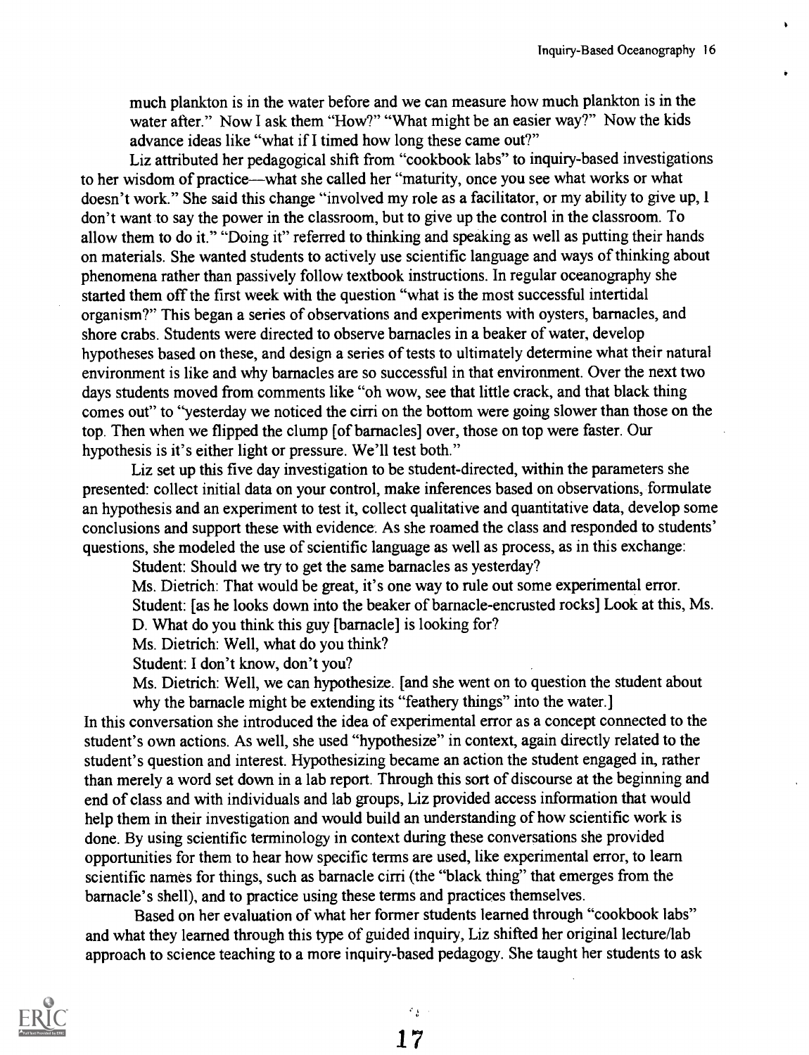much plankton is in the water before and we can measure how much plankton is in the water after." Now I ask them "How?" "What might be an easier way?" Now the kids advance ideas like "what if I timed how long these came out?"

Liz attributed her pedagogical shift from "cookbook labs" to inquiry-based investigations to her wisdom of practice—what she called her "maturity, once you see what works or what doesn't work." She said this change "involved my role as a facilitator, or my ability to give up, I don't want to say the power in the classroom, but to give up the control in the classroom. To allow them to do it." "Doing it" referred to thinking and speaking as well as putting their hands on materials. She wanted students to actively use scientific language and ways of thinking about phenomena rather than passively follow textbook instructions. In regular oceanography she started them off the first week with the question "what is the most successful intertidal organism?" This began a series of observations and experiments with oysters, barnacles, and shore crabs. Students were directed to observe barnacles in a beaker of water, develop hypotheses based on these, and design a series of tests to ultimately determine what their natural environment is like and why barnacles are so successful in that environment. Over the next two days students moved from comments like "oh wow, see that little crack, and that black thing comes out" to "yesterday we noticed the cirri on the bottom were going slower than those on the top. Then when we flipped the clump [of barnacles] over, those on top were faster. Our hypothesis is it's either light or pressure. We'll test both."

Liz set up this five day investigation to be student-directed, within the parameters she presented: collect initial data on your control, make inferences based on observations, formulate an hypothesis and an experiment to test it, collect qualitative and quantitative data, develop some conclusions and support these with evidence. As she roamed the class and responded to students' questions, she modeled the use of scientific language as well as process, as in this exchange:

> Student: Should we try to get the same barnacles as yesterday?
>
> Ms. Dietrich: That would be great, it's one way to rule out some experimental error.
>
> Student: [as he looks down into the beaker of barnacle-encrusted rocks] Look at this, Ms. D. What do you think this guy [barnacle] is looking for?
>
> Ms. Dietrich: Well, what do you think?
>
> Student: I don't know, don't you?
>
> Ms. Dietrich: Well, we can hypothesize. [and she went on to question the student about why the barnacle might be extending its "feathery things" into the water.]

In this conversation she introduced the idea of experimental error as a concept connected to the student's own actions. As well, she used "hypothesize" in context, again directly related to the student's question and interest. Hypothesizing became an action the student engaged in, rather than merely a word set down in a lab report. Through this sort of discourse at the beginning and end of class and with individuals and lab groups, Liz provided access information that would help them in their investigation and would build an understanding of how scientific work is done. By using scientific terminology in context during these conversations she provided opportunities for them to hear how specific terms are used, like experimental error, to learn scientific names for things, such as barnacle cirri (the "black thing" that emerges from the barnacle's shell), and to practice using these terms and practices themselves.

Based on her evaluation of what her former students learned through "cookbook labs" and what they learned through this type of guided inquiry, Liz shifted her original lecture/lab approach to science teaching to a more inquiry-based pedagogy. She taught her students to ask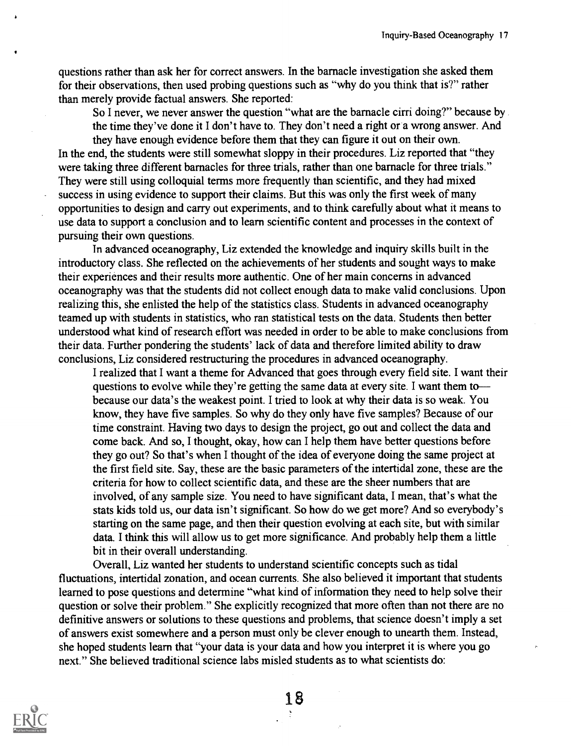questions rather than ask her for correct answers. In the barnacle investigation she asked them for their observations, then used probing questions such as "why do you think that is?" rather than merely provide factual answers. She reported:

> So I never, we never answer the question "what are the barnacle cirri doing?" because by the time they've done it I don't have to. They don't need a right or a wrong answer. And they have enough evidence before them that they can figure it out on their own.

In the end, the students were still somewhat sloppy in their procedures. Liz reported that "they were taking three different barnacles for three trials, rather than one barnacle for three trials." They were still using colloquial terms more frequently than scientific, and they had mixed success in using evidence to support their claims. But this was only the first week of many opportunities to design and carry out experiments, and to think carefully about what it means to use data to support a conclusion and to learn scientific content and processes in the context of pursuing their own questions.

In advanced oceanography, Liz extended the knowledge and inquiry skills built in the introductory class. She reflected on the achievements of her students and sought ways to make their experiences and their results more authentic. One of her main concerns in advanced oceanography was that the students did not collect enough data to make valid conclusions. Upon realizing this, she enlisted the help of the statistics class. Students in advanced oceanography teamed up with students in statistics, who ran statistical tests on the data. Students then better understood what kind of research effort was needed in order to be able to make conclusions from their data. Further pondering the students' lack of data and therefore limited ability to draw conclusions, Liz considered restructuring the procedures in advanced oceanography.

> I realized that I want a theme for Advanced that goes through every field site. I want their questions to evolve while they're getting the same data at every site. I want them to—because our data's the weakest point. I tried to look at why their data is so weak. You know, they have five samples. So why do they only have five samples? Because of our time constraint. Having two days to design the project, go out and collect the data and come back. And so, I thought, okay, how can I help them have better questions before they go out? So that's when I thought of the idea of everyone doing the same project at the first field site. Say, these are the basic parameters of the intertidal zone, these are the criteria for how to collect scientific data, and these are the sheer numbers that are involved, of any sample size. You need to have significant data, I mean, that's what the stats kids told us, our data isn't significant. So how do we get more? And so everybody's starting on the same page, and then their question evolving at each site, but with similar data. I think this will allow us to get more significance. And probably help them a little bit in their overall understanding.

Overall, Liz wanted her students to understand scientific concepts such as tidal fluctuations, intertidal zonation, and ocean currents. She also believed it important that students learned to pose questions and determine "what kind of information they need to help solve their question or solve their problem." She explicitly recognized that more often than not there are no definitive answers or solutions to these questions and problems, that science doesn't imply a set of answers exist somewhere and a person must only be clever enough to unearth them. Instead, she hoped students learn that "your data is your data and how you interpret it is where you go next." She believed traditional science labs misled students as to what scientists do: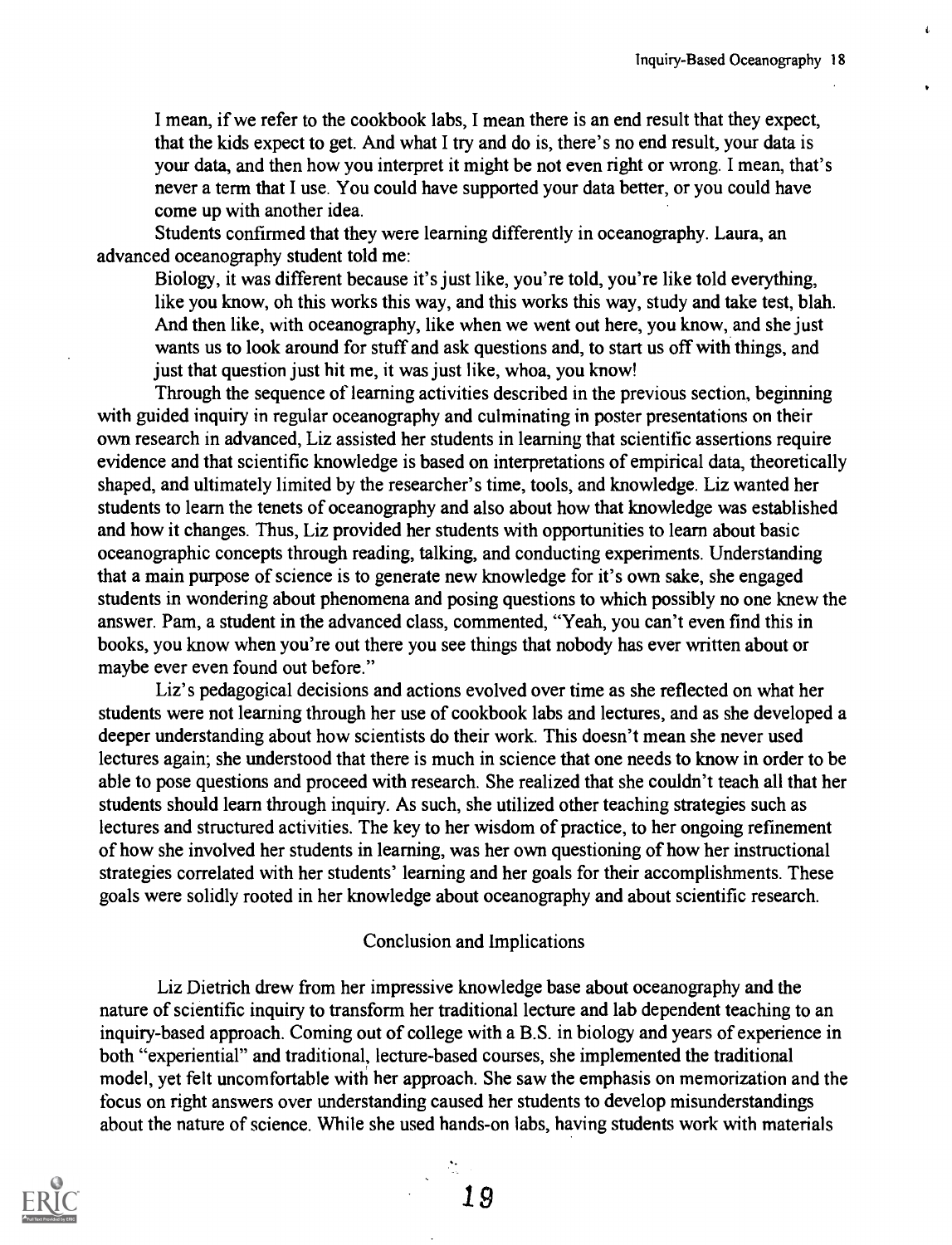> I mean, if we refer to the cookbook labs, I mean there is an end result that they expect, that the kids expect to get. And what I try and do is, there's no end result, your data is your data, and then how you interpret it might be not even right or wrong. I mean, that's never a term that I use. You could have supported your data better, or you could have come up with another idea.

Students confirmed that they were learning differently in oceanography. Laura, an advanced oceanography student told me:

> Biology, it was different because it's just like, you're told, you're like told everything, like you know, oh this works this way, and this works this way, study and take test, blah. And then like, with oceanography, like when we went out here, you know, and she just wants us to look around for stuff and ask questions and, to start us off with things, and just that question just hit me, it was just like, whoa, you know!

Through the sequence of learning activities described in the previous section, beginning with guided inquiry in regular oceanography and culminating in poster presentations on their own research in advanced, Liz assisted her students in learning that scientific assertions require evidence and that scientific knowledge is based on interpretations of empirical data, theoretically shaped, and ultimately limited by the researcher's time, tools, and knowledge. Liz wanted her students to learn the tenets of oceanography and also about how that knowledge was established and how it changes. Thus, Liz provided her students with opportunities to learn about basic oceanographic concepts through reading, talking, and conducting experiments. Understanding that a main purpose of science is to generate new knowledge for it's own sake, she engaged students in wondering about phenomena and posing questions to which possibly no one knew the answer. Pam, a student in the advanced class, commented, "Yeah, you can't even find this in books, you know when you're out there you see things that nobody has ever written about or maybe ever even found out before."

Liz's pedagogical decisions and actions evolved over time as she reflected on what her students were not learning through her use of cookbook labs and lectures, and as she developed a deeper understanding about how scientists do their work. This doesn't mean she never used lectures again; she understood that there is much in science that one needs to know in order to be able to pose questions and proceed with research. She realized that she couldn't teach all that her students should learn through inquiry. As such, she utilized other teaching strategies such as lectures and structured activities. The key to her wisdom of practice, to her ongoing refinement of how she involved her students in learning, was her own questioning of how her instructional strategies correlated with her students' learning and her goals for their accomplishments. These goals were solidly rooted in her knowledge about oceanography and about scientific research.

## Conclusion and Implications

Liz Dietrich drew from her impressive knowledge base about oceanography and the nature of scientific inquiry to transform her traditional lecture and lab dependent teaching to an inquiry-based approach. Coming out of college with a B.S. in biology and years of experience in both "experiential" and traditional, lecture-based courses, she implemented the traditional model, yet felt uncomfortable with her approach. She saw the emphasis on memorization and the focus on right answers over understanding caused her students to develop misunderstandings about the nature of science. While she used hands-on labs, having students work with materials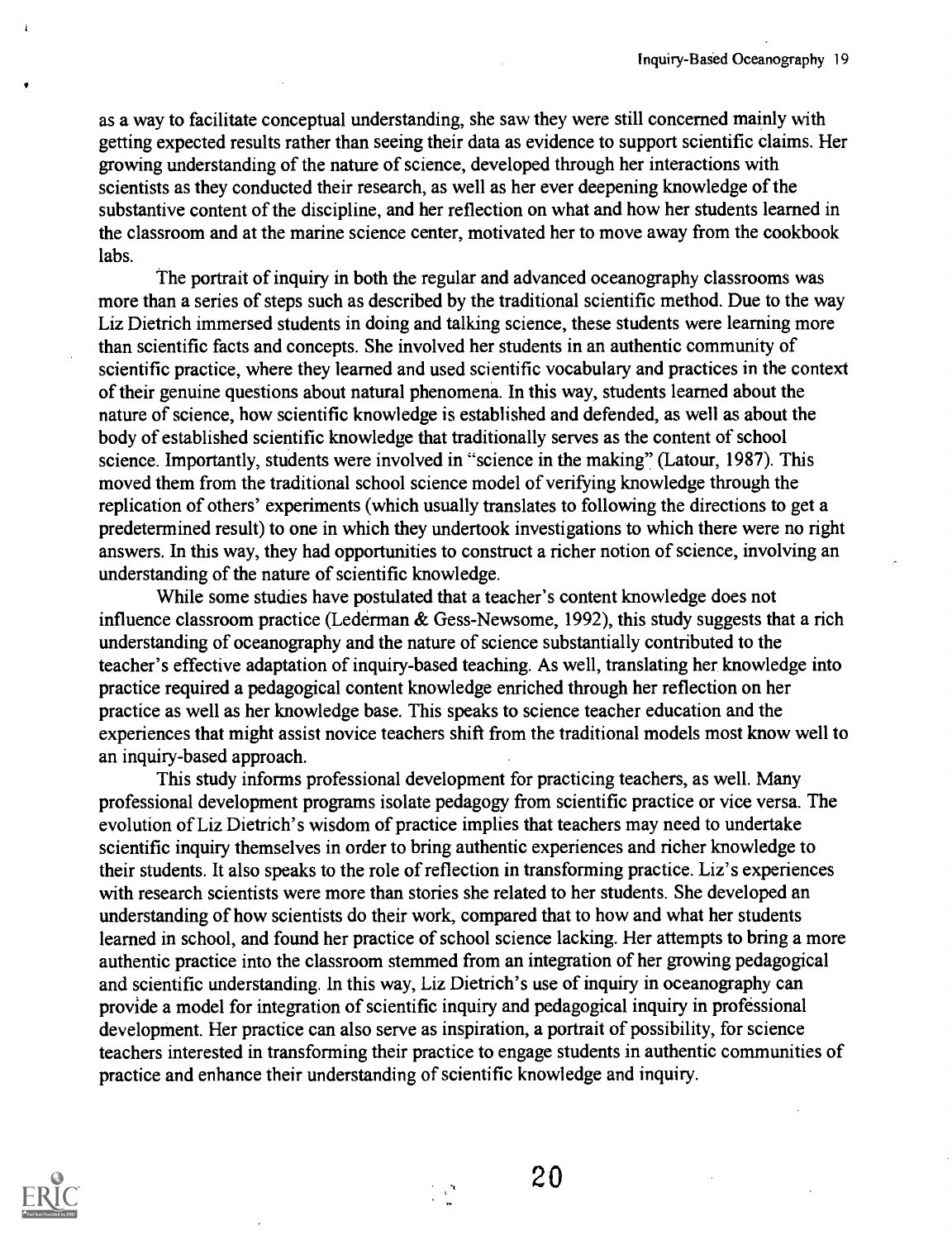as a way to facilitate conceptual understanding, she saw they were still concerned mainly with getting expected results rather than seeing their data as evidence to support scientific claims. Her growing understanding of the nature of science, developed through her interactions with scientists as they conducted their research, as well as her ever deepening knowledge of the substantive content of the discipline, and her reflection on what and how her students learned in the classroom and at the marine science center, motivated her to move away from the cookbook labs.

The portrait of inquiry in both the regular and advanced oceanography classrooms was more than a series of steps such as described by the traditional scientific method. Due to the way Liz Dietrich immersed students in doing and talking science, these students were learning more than scientific facts and concepts. She involved her students in an authentic community of scientific practice, where they learned and used scientific vocabulary and practices in the context of their genuine questions about natural phenomena. In this way, students learned about the nature of science, how scientific knowledge is established and defended, as well as about the body of established scientific knowledge that traditionally serves as the content of school science. Importantly, students were involved in "science in the making" (Latour, 1987). This moved them from the traditional school science model of verifying knowledge through the replication of others' experiments (which usually translates to following the directions to get a predetermined result) to one in which they undertook investigations to which there were no right answers. In this way, they had opportunities to construct a richer notion of science, involving an understanding of the nature of scientific knowledge.

While some studies have postulated that a teacher's content knowledge does not influence classroom practice (Lederman & Gess-Newsome, 1992), this study suggests that a rich understanding of oceanography and the nature of science substantially contributed to the teacher's effective adaptation of inquiry-based teaching. As well, translating her knowledge into practice required a pedagogical content knowledge enriched through her reflection on her practice as well as her knowledge base. This speaks to science teacher education and the experiences that might assist novice teachers shift from the traditional models most know well to an inquiry-based approach.

This study informs professional development for practicing teachers, as well. Many professional development programs isolate pedagogy from scientific practice or vice versa. The evolution of Liz Dietrich's wisdom of practice implies that teachers may need to undertake scientific inquiry themselves in order to bring authentic experiences and richer knowledge to their students. It also speaks to the role of reflection in transforming practice. Liz's experiences with research scientists were more than stories she related to her students. She developed an understanding of how scientists do their work, compared that to how and what her students learned in school, and found her practice of school science lacking. Her attempts to bring a more authentic practice into the classroom stemmed from an integration of her growing pedagogical and scientific understanding. In this way, Liz Dietrich's use of inquiry in oceanography can provide a model for integration of scientific inquiry and pedagogical inquiry in professional development. Her practice can also serve as inspiration, a portrait of possibility, for science teachers interested in transforming their practice to engage students in authentic communities of practice and enhance their understanding of scientific knowledge and inquiry.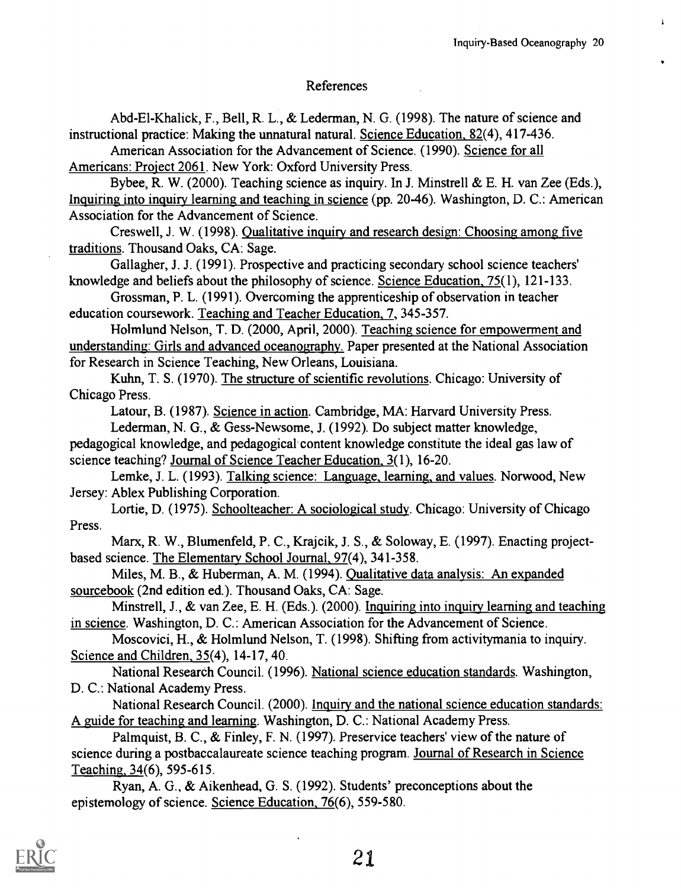# References

Abd-El-Khalick, F., Bell, R. L., & Lederman, N. G. (1998). The nature of science and instructional practice: Making the unnatural natural. Science Education, 82(4), 417-436.

American Association for the Advancement of Science. (1990). Science for all Americans: Project 2061. New York: Oxford University Press.

Bybee, R. W. (2000). Teaching science as inquiry. In J. Minstrell & E. H. van Zee (Eds.), Inquiring into inquiry learning and teaching in science (pp. 20-46). Washington, D. C.: American Association for the Advancement of Science.

Creswell, J. W. (1998). Qualitative inquiry and research design: Choosing among five traditions. Thousand Oaks, CA: Sage.

Gallagher, J. J. (1991). Prospective and practicing secondary school science teachers' knowledge and beliefs about the philosophy of science. Science Education, 75(1), 121-133.

Grossman, P. L. (1991). Overcoming the apprenticeship of observation in teacher education coursework. Teaching and Teacher Education, 7, 345-357.

Holmlund Nelson, T. D. (2000, April, 2000). Teaching science for empowerment and understanding: Girls and advanced oceanography. Paper presented at the National Association for Research in Science Teaching, New Orleans, Louisiana.

Kuhn, T. S. (1970). The structure of scientific revolutions. Chicago: University of Chicago Press.

Latour, B. (1987). Science in action. Cambridge, MA: Harvard University Press.

Lederman, N. G., & Gess-Newsome, J. (1992). Do subject matter knowledge, pedagogical knowledge, and pedagogical content knowledge constitute the ideal gas law of science teaching? Journal of Science Teacher Education, 3(1), 16-20.

Lemke, J. L. (1993). Talking science: Language, learning, and values. Norwood, New Jersey: Ablex Publishing Corporation.

Lortie, D. (1975). Schoolteacher: A sociological study. Chicago: University of Chicago Press.

Marx, R. W., Blumenfeld, P. C., Krajcik, J. S., & Soloway, E. (1997). Enacting project-based science. The Elementary School Journal, 97(4), 341-358.

Miles, M. B., & Huberman, A. M. (1994). Qualitative data analysis: An expanded sourcebook (2nd edition ed.). Thousand Oaks, CA: Sage.

Minstrell, J., & van Zee, E. H. (Eds.). (2000). Inquiring into inquiry learning and teaching in science. Washington, D. C.: American Association for the Advancement of Science.

Moscovici, H., & Holmlund Nelson, T. (1998). Shifting from activitymania to inquiry. Science and Children, 35(4), 14-17, 40.

National Research Council. (1996). National science education standards. Washington, D. C.: National Academy Press.

National Research Council. (2000). Inquiry and the national science education standards: A guide for teaching and learning. Washington, D. C.: National Academy Press.

Palmquist, B. C., & Finley, F. N. (1997). Preservice teachers' view of the nature of science during a postbaccalaureate science teaching program. Journal of Research in Science Teaching, 34(6), 595-615.

Ryan, A. G., & Aikenhead, G. S. (1992). Students' preconceptions about the epistemology of science. Science Education, 76(6), 559-580.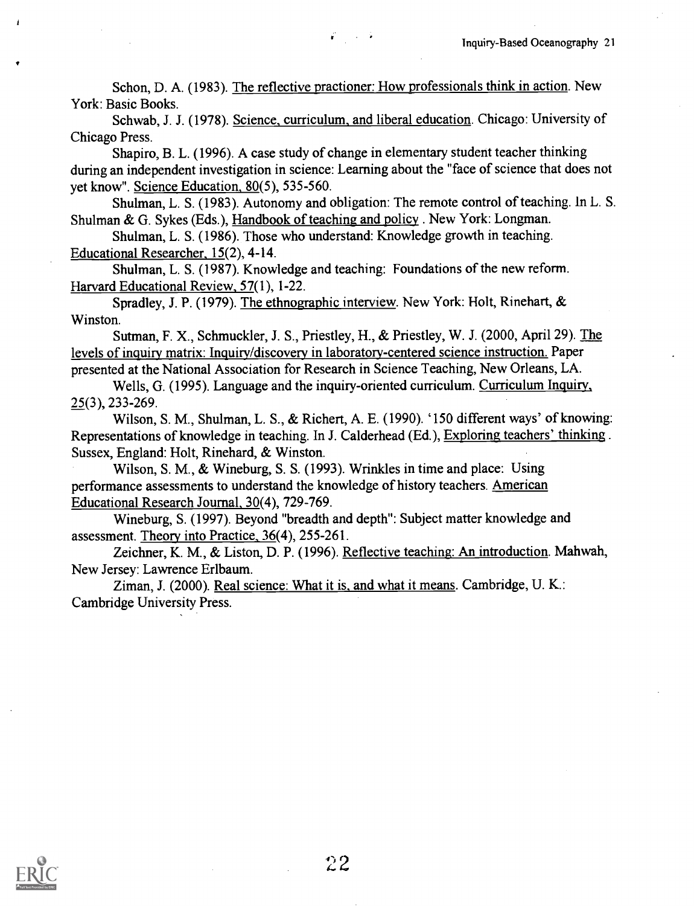Schon, D. A. (1983). The reflective practioner: How professionals think in action. New York: Basic Books.

Schwab, J. J. (1978). Science, curriculum, and liberal education. Chicago: University of Chicago Press.

Shapiro, B. L. (1996). A case study of change in elementary student teacher thinking during an independent investigation in science: Learning about the "face of science that does not yet know". Science Education, 80(5), 535-560.

Shulman, L. S. (1983). Autonomy and obligation: The remote control of teaching. In L. S. Shulman & G. Sykes (Eds.), Handbook of teaching and policy . New York: Longman.

Shulman, L. S. (1986). Those who understand: Knowledge growth in teaching. Educational Researcher, 15(2), 4-14.

Shulman, L. S. (1987). Knowledge and teaching: Foundations of the new reform. Harvard Educational Review, 57(1), 1-22.

Spradley, J. P. (1979). The ethnographic interview. New York: Holt, Rinehart, & Winston.

Sutman, F. X., Schmuckler, J. S., Priestley, H., & Priestley, W. J. (2000, April 29). The levels of inquiry matrix: Inquiry/discovery in laboratory-centered science instruction. Paper presented at the National Association for Research in Science Teaching, New Orleans, LA.

Wells, G. (1995). Language and the inquiry-oriented curriculum. Curriculum Inquiry, 25(3), 233-269.

Wilson, S. M., Shulman, L. S., & Richert, A. E. (1990). '150 different ways' of knowing: Representations of knowledge in teaching. In J. Calderhead (Ed.), Exploring teachers' thinking . Sussex, England: Holt, Rinehard, & Winston.

Wilson, S. M., & Wineburg, S. S. (1993). Wrinkles in time and place: Using performance assessments to understand the knowledge of history teachers. American Educational Research Journal, 30(4), 729-769.

Wineburg, S. (1997). Beyond "breadth and depth": Subject matter knowledge and assessment. Theory into Practice, 36(4), 255-261.

Zeichner, K. M., & Liston, D. P. (1996). Reflective teaching: An introduction. Mahwah, New Jersey: Lawrence Erlbaum.

Ziman, J. (2000). Real science: What it is, and what it means. Cambridge, U. K.: Cambridge University Press.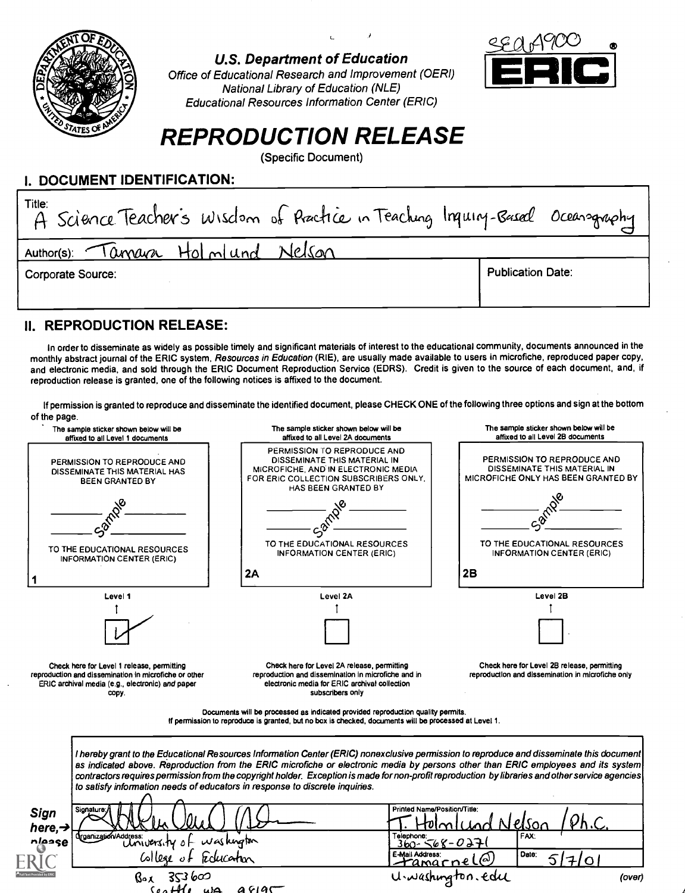SE064900

**U.S. Department of Education**

*Office of Educational Research and Improvement (OERI)*
*National Library of Education (NLE)*
*Educational Resources Information Center (ERIC)*

ERIC

# *REPRODUCTION RELEASE*

(Specific Document)

## I. DOCUMENT IDENTIFICATION:

| | |
|---|---|
| Title: A Science Teacher's Wisdom of Practice in Teaching Inquiry-Based Oceanography | |
| Author(s): Tamara Holmlund Nelson | |
| Corporate Source: | Publication Date: |

## II. REPRODUCTION RELEASE:

In order to disseminate as widely as possible timely and significant materials of interest to the educational community, documents announced in the monthly abstract journal of the ERIC system, *Resources in Education* (RIE), are usually made available to users in microfiche, reproduced paper copy, and electronic media, and sold through the ERIC Document Reproduction Service (EDRS). Credit is given to the source of each document, and, if reproduction release is granted, one of the following notices is affixed to the document.

If permission is granted to reproduce and disseminate the identified document, please CHECK ONE of the following three options and sign at the bottom of the page.

| The sample sticker shown below will be affixed to all Level 1 documents | The sample sticker shown below will be affixed to all Level 2A documents | The sample sticker shown below will be affixed to all Level 2B documents |
|---|---|---|
| PERMISSION TO REPRODUCE AND DISSEMINATE THIS MATERIAL HAS BEEN GRANTED BY ___ Sample ___ TO THE EDUCATIONAL RESOURCES INFORMATION CENTER (ERIC) | PERMISSION TO REPRODUCE AND DISSEMINATE THIS MATERIAL IN MICROFICHE, AND IN ELECTRONIC MEDIA FOR ERIC COLLECTION SUBSCRIBERS ONLY, HAS BEEN GRANTED BY ___ Sample ___ TO THE EDUCATIONAL RESOURCES INFORMATION CENTER (ERIC) | PERMISSION TO REPRODUCE AND DISSEMINATE THIS MATERIAL IN MICROFICHE ONLY HAS BEEN GRANTED BY ___ Sample ___ TO THE EDUCATIONAL RESOURCES INFORMATION CENTER (ERIC) |
| 1 | 2A | 2B |
| Level 1 | Level 2A | Level 2B |
| [✓] | [ ] | [ ] |
| Check here for Level 1 release, permitting reproduction and dissemination in microfiche or other ERIC archival media (e.g., electronic) *and* paper copy. | Check here for Level 2A release, permitting reproduction and dissemination in microfiche and in electronic media for ERIC archival collection subscribers only | Check here for Level 2B release, permitting reproduction and dissemination in microfiche only |

Documents will be processed as indicated provided reproduction quality permits.
If permission to reproduce is granted, but no box is checked, documents will be processed at Level 1.

*I hereby grant to the Educational Resources Information Center (ERIC) nonexclusive permission to reproduce and disseminate this document as indicated above. Reproduction from the ERIC microfiche or electronic media by persons other than ERIC employees and its system contractors requires permission from the copyright holder. Exception is made for non-profit reproduction by libraries and other service agencies to satisfy information needs of educators in response to discrete inquiries.*

**Sign here, → please**

| | | |
|---|---|---|
| Signature: [signature] | Printed Name/Position/Title: T. Holmlund Nelson / Ph.C. | |
| Organization/Address: University of Washington College of Education Box 353600 Seattle WA 98195 | Telephone: 360-568-0271 | FAX: |
| | E-Mail Address: tamarnel@u.washington.edu | Date: 5/7/01 |

(over)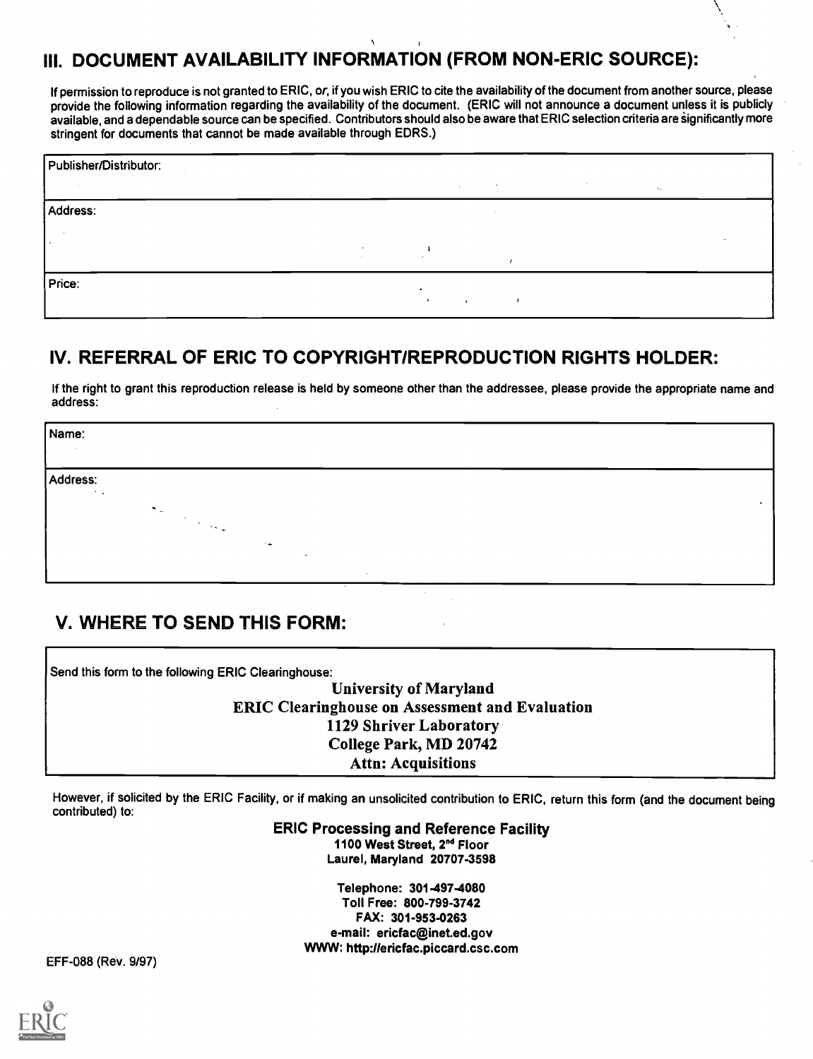## III. DOCUMENT AVAILABILITY INFORMATION (FROM NON-ERIC SOURCE):

If permission to reproduce is not granted to ERIC, *or*, if you wish ERIC to cite the availability of the document from another source, please provide the following information regarding the availability of the document. (ERIC will not announce a document unless it is publicly available, and a dependable source can be specified. Contributors should also be aware that ERIC selection criteria are significantly more stringent for documents that cannot be made available through EDRS.)

| |
|---|
| Publisher/Distributor: |
| Address: |
| Price: |

## IV. REFERRAL OF ERIC TO COPYRIGHT/REPRODUCTION RIGHTS HOLDER:

If the right to grant this reproduction release is held by someone other than the addressee, please provide the appropriate name and address:

| |
|---|
| Name: |
| Address: |

## V. WHERE TO SEND THIS FORM:

Send this form to the following ERIC Clearinghouse:

**University of Maryland**
**ERIC Clearinghouse on Assessment and Evaluation**
**1129 Shriver Laboratory**
**College Park, MD 20742**
**Attn: Acquisitions**

However, if solicited by the ERIC Facility, or if making an unsolicited contribution to ERIC, return this form (and the document being contributed) to:

**ERIC Processing and Reference Facility**
**1100 West Street, 2nd Floor**
**Laurel, Maryland 20707-3598**

**Telephone: 301-497-4080**
**Toll Free: 800-799-3742**
**FAX: 301-953-0263**
**e-mail: ericfac@inet.ed.gov**
**WWW: http://ericfac.piccard.csc.com**

EFF-088 (Rev. 9/97)